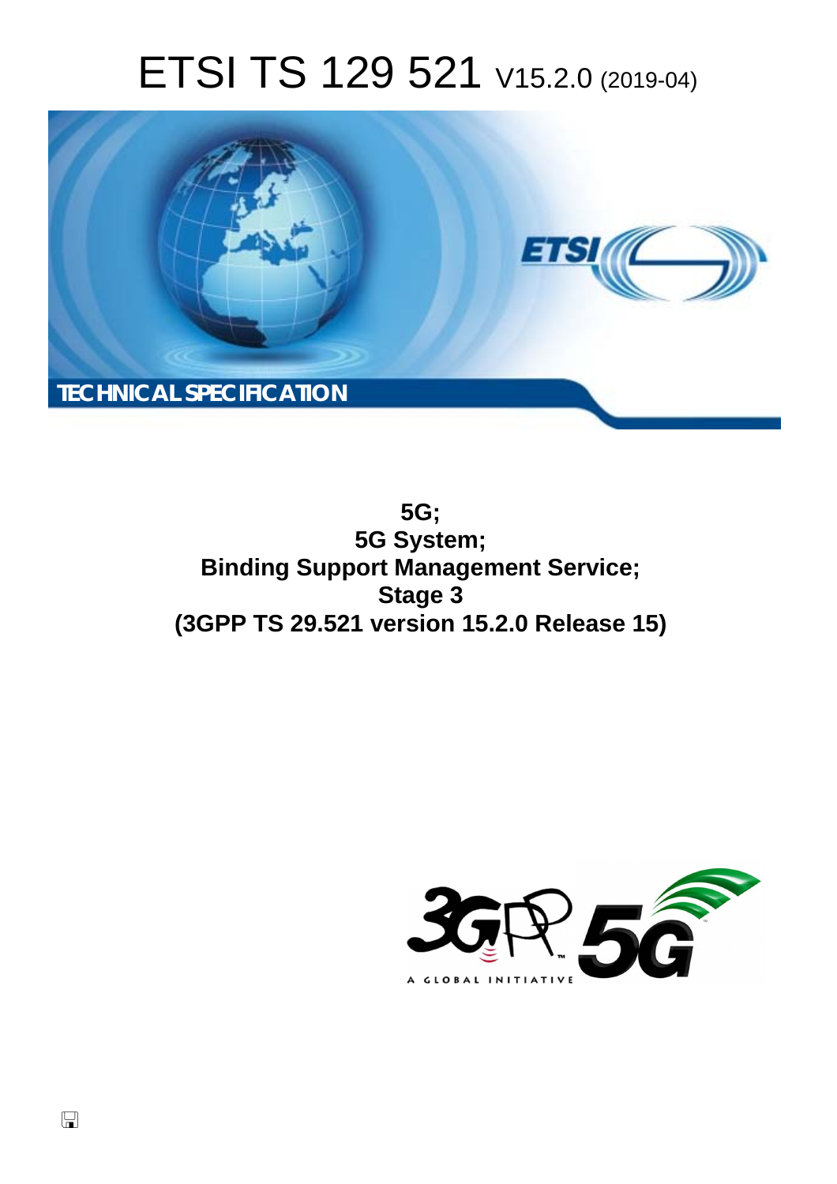# ETSI TS 129 521 V15.2.0 (2019-04)

**TECHNICAL SPECIFICATION**

**5G;**
**5G System;**
**Binding Support Management Service;**
**Stage 3**
**(3GPP TS 29.521 version 15.2.0 Release 15)**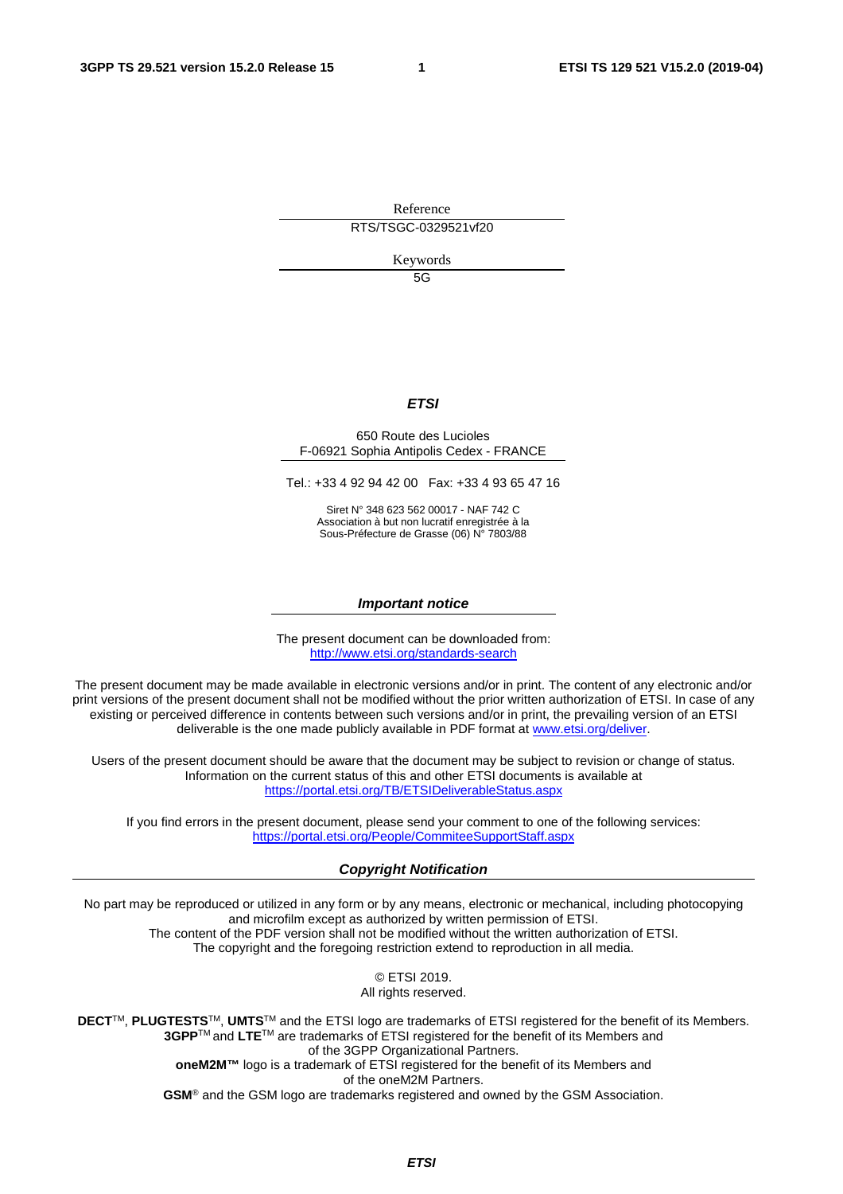Reference

RTS/TSGC-0329521vf20

Keywords

5G

***ETSI***

650 Route des Lucioles
F-06921 Sophia Antipolis Cedex - FRANCE

Tel.: +33 4 92 94 42 00   Fax: +33 4 93 65 47 16

Siret N° 348 623 562 00017 - NAF 742 C
Association à but non lucratif enregistrée à la
Sous-Préfecture de Grasse (06) N° 7803/88

***Important notice***

The present document can be downloaded from:
http://www.etsi.org/standards-search

The present document may be made available in electronic versions and/or in print. The content of any electronic and/or print versions of the present document shall not be modified without the prior written authorization of ETSI. In case of any existing or perceived difference in contents between such versions and/or in print, the prevailing version of an ETSI deliverable is the one made publicly available in PDF format at www.etsi.org/deliver.

Users of the present document should be aware that the document may be subject to revision or change of status. Information on the current status of this and other ETSI documents is available at https://portal.etsi.org/TB/ETSIDeliverableStatus.aspx

If you find errors in the present document, please send your comment to one of the following services:
https://portal.etsi.org/People/CommiteeSupportStaff.aspx

***Copyright Notification***

No part may be reproduced or utilized in any form or by any means, electronic or mechanical, including photocopying and microfilm except as authorized by written permission of ETSI.
The content of the PDF version shall not be modified without the written authorization of ETSI.
The copyright and the foregoing restriction extend to reproduction in all media.

© ETSI 2019.
All rights reserved.

**DECT**™, **PLUGTESTS**™, **UMTS**™ and the ETSI logo are trademarks of ETSI registered for the benefit of its Members.
**3GPP**™ and **LTE**™ are trademarks of ETSI registered for the benefit of its Members and of the 3GPP Organizational Partners.
**oneM2M™** logo is a trademark of ETSI registered for the benefit of its Members and of the oneM2M Partners.
**GSM**® and the GSM logo are trademarks registered and owned by the GSM Association.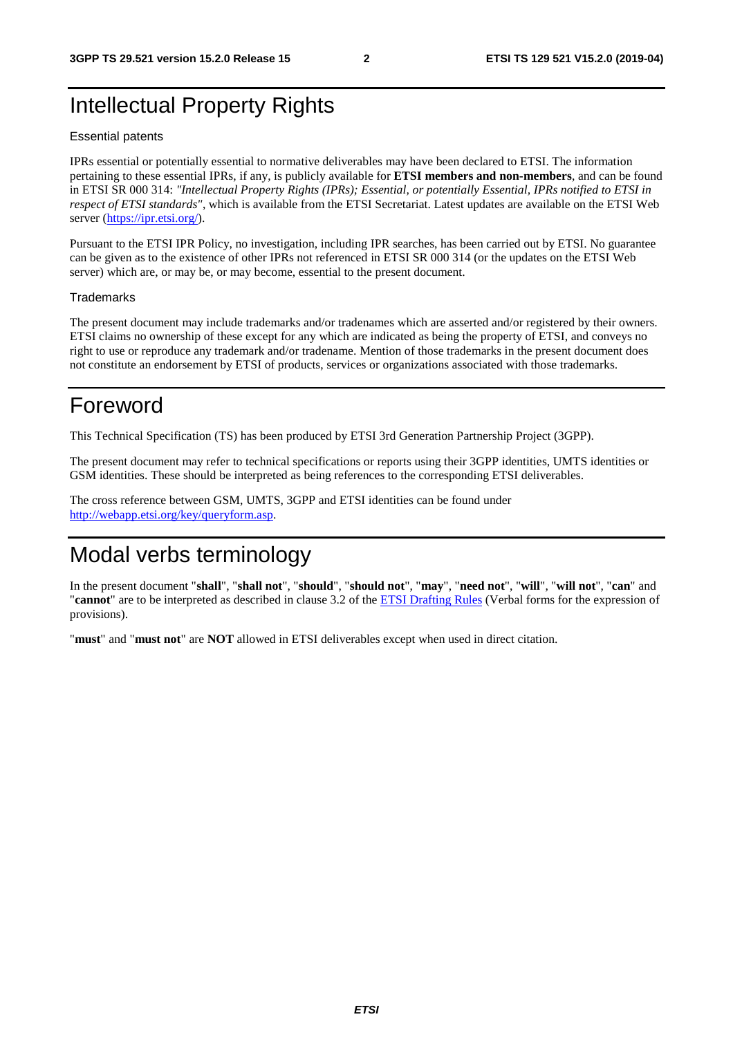# Intellectual Property Rights

## Essential patents

IPRs essential or potentially essential to normative deliverables may have been declared to ETSI. The information pertaining to these essential IPRs, if any, is publicly available for **ETSI members and non-members**, and can be found in ETSI SR 000 314: *"Intellectual Property Rights (IPRs); Essential, or potentially Essential, IPRs notified to ETSI in respect of ETSI standards"*, which is available from the ETSI Secretariat. Latest updates are available on the ETSI Web server (https://ipr.etsi.org/).

Pursuant to the ETSI IPR Policy, no investigation, including IPR searches, has been carried out by ETSI. No guarantee can be given as to the existence of other IPRs not referenced in ETSI SR 000 314 (or the updates on the ETSI Web server) which are, or may be, or may become, essential to the present document.

## Trademarks

The present document may include trademarks and/or tradenames which are asserted and/or registered by their owners. ETSI claims no ownership of these except for any which are indicated as being the property of ETSI, and conveys no right to use or reproduce any trademark and/or tradename. Mention of those trademarks in the present document does not constitute an endorsement by ETSI of products, services or organizations associated with those trademarks.

# Foreword

This Technical Specification (TS) has been produced by ETSI 3rd Generation Partnership Project (3GPP).

The present document may refer to technical specifications or reports using their 3GPP identities, UMTS identities or GSM identities. These should be interpreted as being references to the corresponding ETSI deliverables.

The cross reference between GSM, UMTS, 3GPP and ETSI identities can be found under http://webapp.etsi.org/key/queryform.asp.

# Modal verbs terminology

In the present document "**shall**", "**shall not**", "**should**", "**should not**", "**may**", "**need not**", "**will**", "**will not**", "**can**" and "**cannot**" are to be interpreted as described in clause 3.2 of the ETSI Drafting Rules (Verbal forms for the expression of provisions).

"**must**" and "**must not**" are **NOT** allowed in ETSI deliverables except when used in direct citation.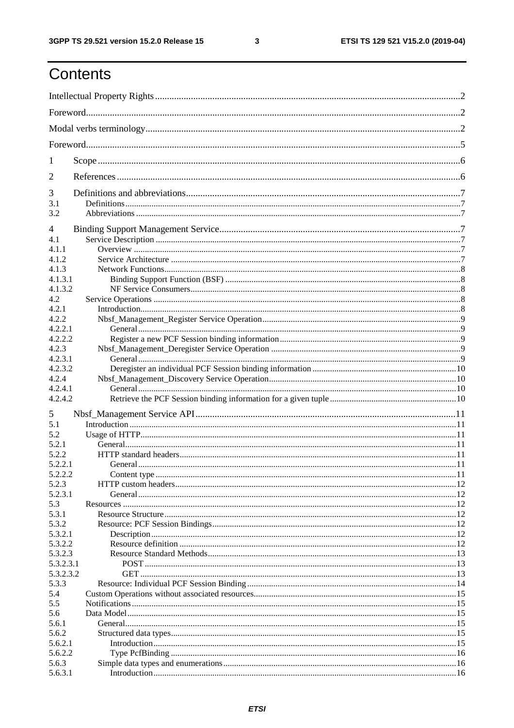# Contents

Intellectual Property Rights ..... 2

Foreword ..... 2

Modal verbs terminology ..... 2

Foreword ..... 5

1 Scope ..... 6

2 References ..... 6

3 Definitions and abbreviations ..... 7
- 3.1 Definitions ..... 7
- 3.2 Abbreviations ..... 7

4 Binding Support Management Service ..... 7
- 4.1 Service Description ..... 7
- 4.1.1 Overview ..... 7
- 4.1.2 Service Architecture ..... 7
- 4.1.3 Network Functions ..... 8
- 4.1.3.1 Binding Support Function (BSF) ..... 8
- 4.1.3.2 NF Service Consumers ..... 8
- 4.2 Service Operations ..... 8
- 4.2.1 Introduction ..... 8
- 4.2.2 Nbsf_Management_Register Service Operation ..... 9
- 4.2.2.1 General ..... 9
- 4.2.2.2 Register a new PCF Session binding information ..... 9
- 4.2.3 Nbsf_Management_Deregister Service Operation ..... 9
- 4.2.3.1 General ..... 9
- 4.2.3.2 Deregister an individual PCF Session binding information ..... 10
- 4.2.4 Nbsf_Management_Discovery Service Operation ..... 10
- 4.2.4.1 General ..... 10
- 4.2.4.2 Retrieve the PCF Session binding information for a given tuple ..... 10

5 Nbsf_Management Service API ..... 11
- 5.1 Introduction ..... 11
- 5.2 Usage of HTTP ..... 11
- 5.2.1 General ..... 11
- 5.2.2 HTTP standard headers ..... 11
- 5.2.2.1 General ..... 11
- 5.2.2.2 Content type ..... 11
- 5.2.3 HTTP custom headers ..... 12
- 5.2.3.1 General ..... 12
- 5.3 Resources ..... 12
- 5.3.1 Resource Structure ..... 12
- 5.3.2 Resource: PCF Session Bindings ..... 12
- 5.3.2.1 Description ..... 12
- 5.3.2.2 Resource definition ..... 12
- 5.3.2.3 Resource Standard Methods ..... 13
- 5.3.2.3.1 POST ..... 13
- 5.3.2.3.2 GET ..... 13
- 5.3.3 Resource: Individual PCF Session Binding ..... 14
- 5.4 Custom Operations without associated resources ..... 15
- 5.5 Notifications ..... 15
- 5.6 Data Model ..... 15
- 5.6.1 General ..... 15
- 5.6.2 Structured data types ..... 15
- 5.6.2.1 Introduction ..... 15
- 5.6.2.2 Type PcfBinding ..... 16
- 5.6.3 Simple data types and enumerations ..... 16
- 5.6.3.1 Introduction ..... 16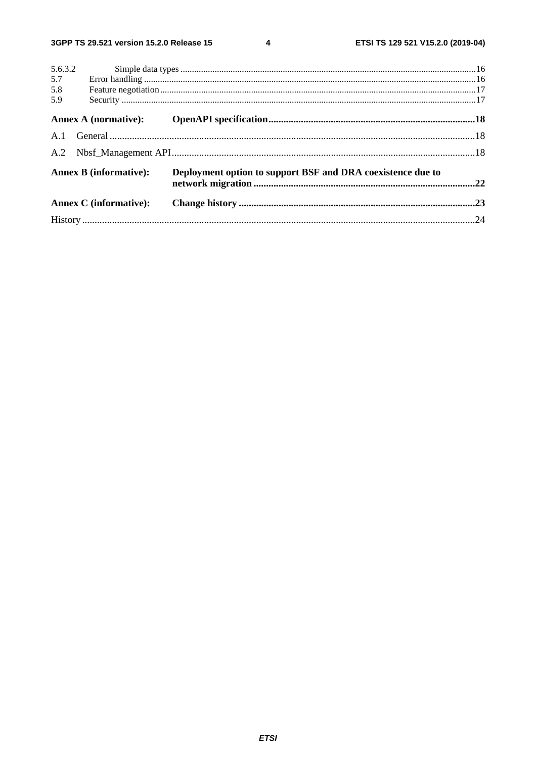5.6.3.2 Simple data types ..... 16
5.7 Error handling ..... 16
5.8 Feature negotiation ..... 17
5.9 Security ..... 17

**Annex A (normative): OpenAPI specification ..... 18**

A.1 General ..... 18

A.2 Nbsf_Management API ..... 18

**Annex B (informative): Deployment option to support BSF and DRA coexistence due to network migration ..... 22**

**Annex C (informative): Change history ..... 23**

History ..... 24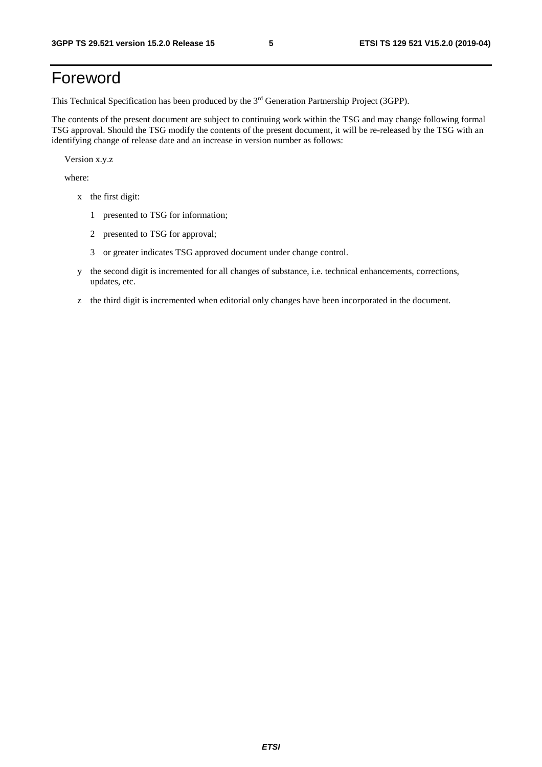# Foreword

This Technical Specification has been produced by the 3rd Generation Partnership Project (3GPP).

The contents of the present document are subject to continuing work within the TSG and may change following formal TSG approval. Should the TSG modify the contents of the present document, it will be re-released by the TSG with an identifying change of release date and an increase in version number as follows:

Version x.y.z

where:

- x the first digit:
  - 1 presented to TSG for information;
  - 2 presented to TSG for approval;
  - 3 or greater indicates TSG approved document under change control.
- y the second digit is incremented for all changes of substance, i.e. technical enhancements, corrections, updates, etc.
- z the third digit is incremented when editorial only changes have been incorporated in the document.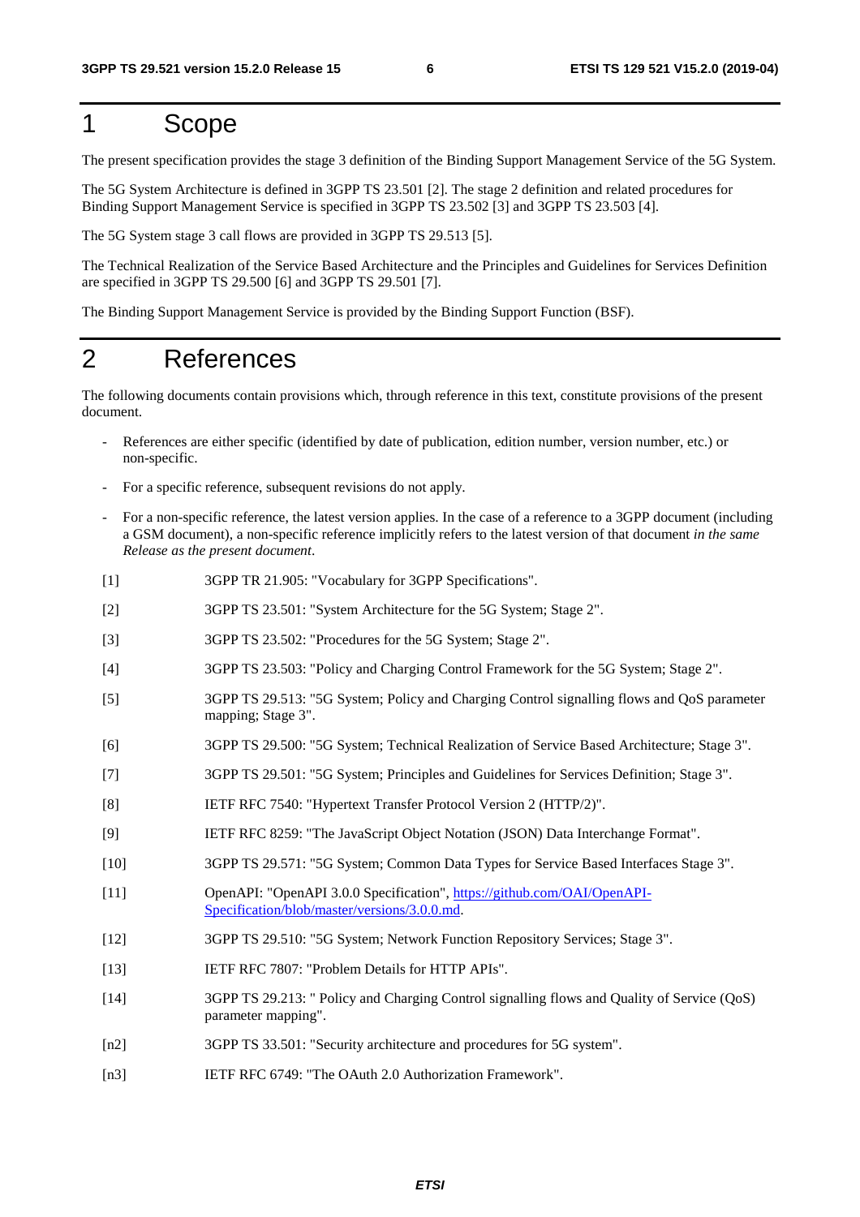# 1 Scope

The present specification provides the stage 3 definition of the Binding Support Management Service of the 5G System.

The 5G System Architecture is defined in 3GPP TS 23.501 [2]. The stage 2 definition and related procedures for Binding Support Management Service is specified in 3GPP TS 23.502 [3] and 3GPP TS 23.503 [4].

The 5G System stage 3 call flows are provided in 3GPP TS 29.513 [5].

The Technical Realization of the Service Based Architecture and the Principles and Guidelines for Services Definition are specified in 3GPP TS 29.500 [6] and 3GPP TS 29.501 [7].

The Binding Support Management Service is provided by the Binding Support Function (BSF).

# 2 References

The following documents contain provisions which, through reference in this text, constitute provisions of the present document.

- References are either specific (identified by date of publication, edition number, version number, etc.) or non-specific.
- For a specific reference, subsequent revisions do not apply.
- For a non-specific reference, the latest version applies. In the case of a reference to a 3GPP document (including a GSM document), a non-specific reference implicitly refers to the latest version of that document *in the same Release as the present document*.

[1] 3GPP TR 21.905: "Vocabulary for 3GPP Specifications".

[2] 3GPP TS 23.501: "System Architecture for the 5G System; Stage 2".

[3] 3GPP TS 23.502: "Procedures for the 5G System; Stage 2".

[4] 3GPP TS 23.503: "Policy and Charging Control Framework for the 5G System; Stage 2".

[5] 3GPP TS 29.513: "5G System; Policy and Charging Control signalling flows and QoS parameter mapping; Stage 3".

[6] 3GPP TS 29.500: "5G System; Technical Realization of Service Based Architecture; Stage 3".

[7] 3GPP TS 29.501: "5G System; Principles and Guidelines for Services Definition; Stage 3".

[8] IETF RFC 7540: "Hypertext Transfer Protocol Version 2 (HTTP/2)".

[9] IETF RFC 8259: "The JavaScript Object Notation (JSON) Data Interchange Format".

[10] 3GPP TS 29.571: "5G System; Common Data Types for Service Based Interfaces Stage 3".

[11] OpenAPI: "OpenAPI 3.0.0 Specification", https://github.com/OAI/OpenAPI-Specification/blob/master/versions/3.0.0.md.

[12] 3GPP TS 29.510: "5G System; Network Function Repository Services; Stage 3".

[13] IETF RFC 7807: "Problem Details for HTTP APIs".

[14] 3GPP TS 29.213: " Policy and Charging Control signalling flows and Quality of Service (QoS) parameter mapping".

[n2] 3GPP TS 33.501: "Security architecture and procedures for 5G system".

[n3] IETF RFC 6749: "The OAuth 2.0 Authorization Framework".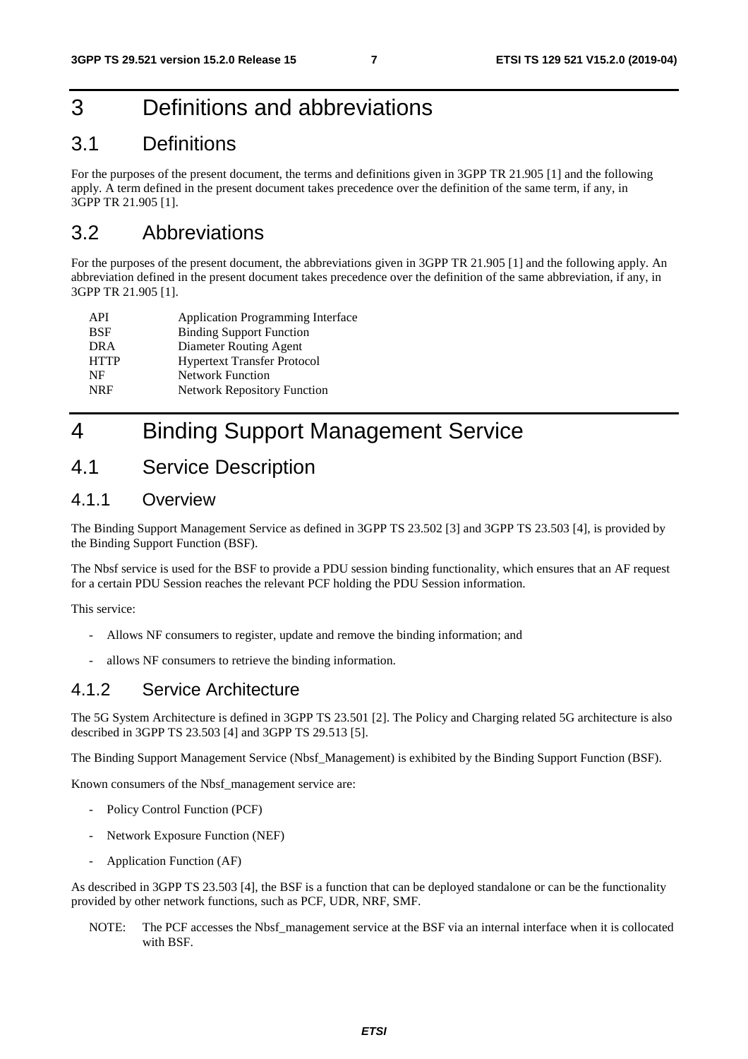# 3 Definitions and abbreviations

## 3.1 Definitions

For the purposes of the present document, the terms and definitions given in 3GPP TR 21.905 [1] and the following apply. A term defined in the present document takes precedence over the definition of the same term, if any, in 3GPP TR 21.905 [1].

## 3.2 Abbreviations

For the purposes of the present document, the abbreviations given in 3GPP TR 21.905 [1] and the following apply. An abbreviation defined in the present document takes precedence over the definition of the same abbreviation, if any, in 3GPP TR 21.905 [1].

| | |
|---|---|
| API | Application Programming Interface |
| BSF | Binding Support Function |
| DRA | Diameter Routing Agent |
| HTTP | Hypertext Transfer Protocol |
| NF | Network Function |
| NRF | Network Repository Function |

# 4 Binding Support Management Service

## 4.1 Service Description

### 4.1.1 Overview

The Binding Support Management Service as defined in 3GPP TS 23.502 [3] and 3GPP TS 23.503 [4], is provided by the Binding Support Function (BSF).

The Nbsf service is used for the BSF to provide a PDU session binding functionality, which ensures that an AF request for a certain PDU Session reaches the relevant PCF holding the PDU Session information.

This service:

- Allows NF consumers to register, update and remove the binding information; and
- allows NF consumers to retrieve the binding information.

### 4.1.2 Service Architecture

The 5G System Architecture is defined in 3GPP TS 23.501 [2]. The Policy and Charging related 5G architecture is also described in 3GPP TS 23.503 [4] and 3GPP TS 29.513 [5].

The Binding Support Management Service (Nbsf_Management) is exhibited by the Binding Support Function (BSF).

Known consumers of the Nbsf_management service are:

- Policy Control Function (PCF)
- Network Exposure Function (NEF)
- Application Function (AF)

As described in 3GPP TS 23.503 [4], the BSF is a function that can be deployed standalone or can be the functionality provided by other network functions, such as PCF, UDR, NRF, SMF.

NOTE: The PCF accesses the Nbsf_management service at the BSF via an internal interface when it is collocated with BSF.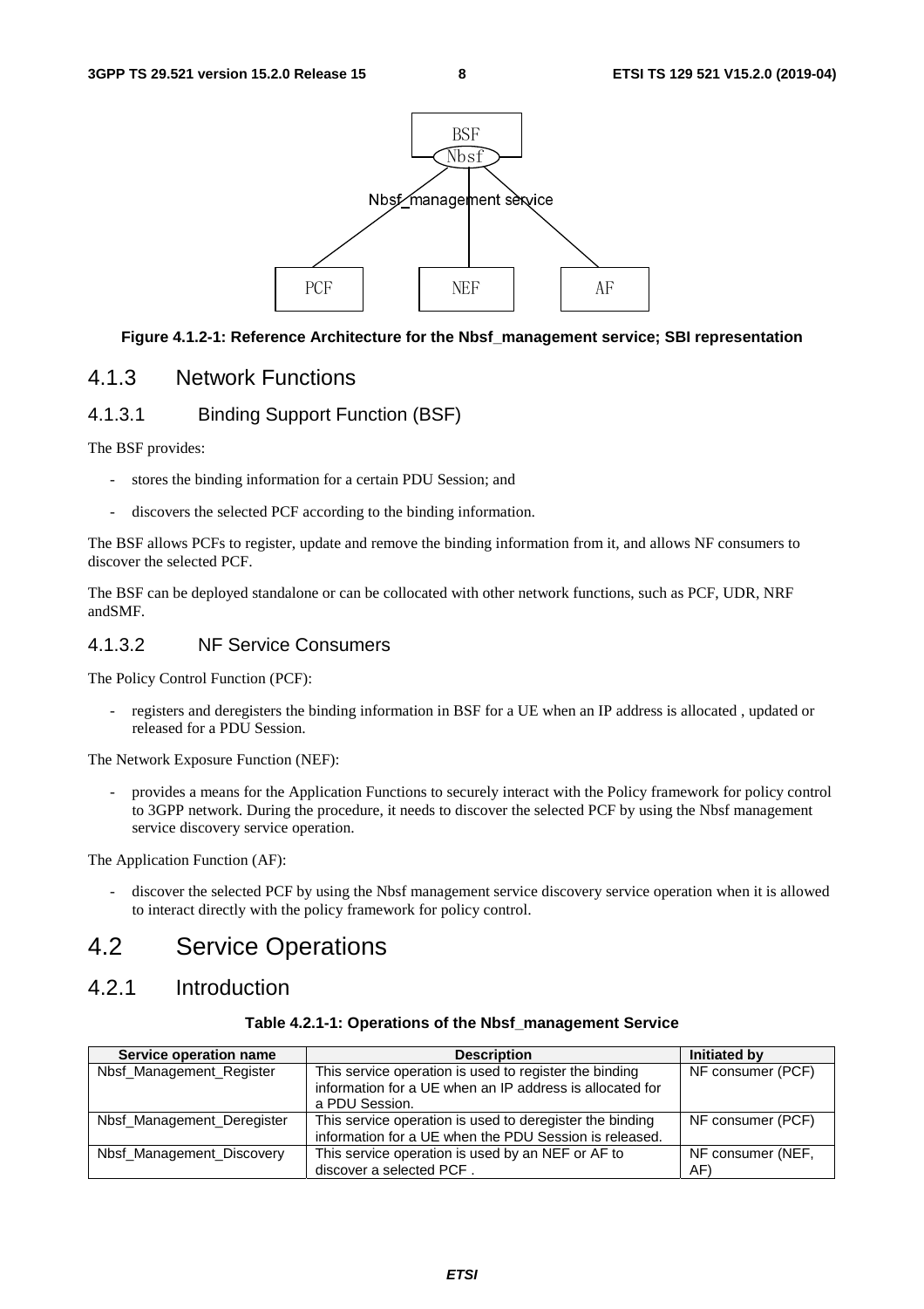Figure 4.1.2-1: Reference Architecture for the Nbsf_management service; SBI representation

### 4.1.3 Network Functions

#### 4.1.3.1 Binding Support Function (BSF)

The BSF provides:

- stores the binding information for a certain PDU Session; and
- discovers the selected PCF according to the binding information.

The BSF allows PCFs to register, update and remove the binding information from it, and allows NF consumers to discover the selected PCF.

The BSF can be deployed standalone or can be collocated with other network functions, such as PCF, UDR, NRF andSMF.

#### 4.1.3.2 NF Service Consumers

The Policy Control Function (PCF):

- registers and deregisters the binding information in BSF for a UE when an IP address is allocated , updated or released for a PDU Session.

The Network Exposure Function (NEF):

- provides a means for the Application Functions to securely interact with the Policy framework for policy control to 3GPP network. During the procedure, it needs to discover the selected PCF by using the Nbsf management service discovery service operation.

The Application Function (AF):

- discover the selected PCF by using the Nbsf management service discovery service operation when it is allowed to interact directly with the policy framework for policy control.

## 4.2 Service Operations

### 4.2.1 Introduction

**Table 4.2.1-1: Operations of the Nbsf_management Service**

| Service operation name | Description | Initiated by |
|---|---|---|
| Nbsf_Management_Register | This service operation is used to register the binding information for a UE when an IP address is allocated for a PDU Session. | NF consumer (PCF) |
| Nbsf_Management_Deregister | This service operation is used to deregister the binding information for a UE when the PDU Session is released. | NF consumer (PCF) |
| Nbsf_Management_Discovery | This service operation is used by an NEF or AF to discover a selected PCF . | NF consumer (NEF, AF) |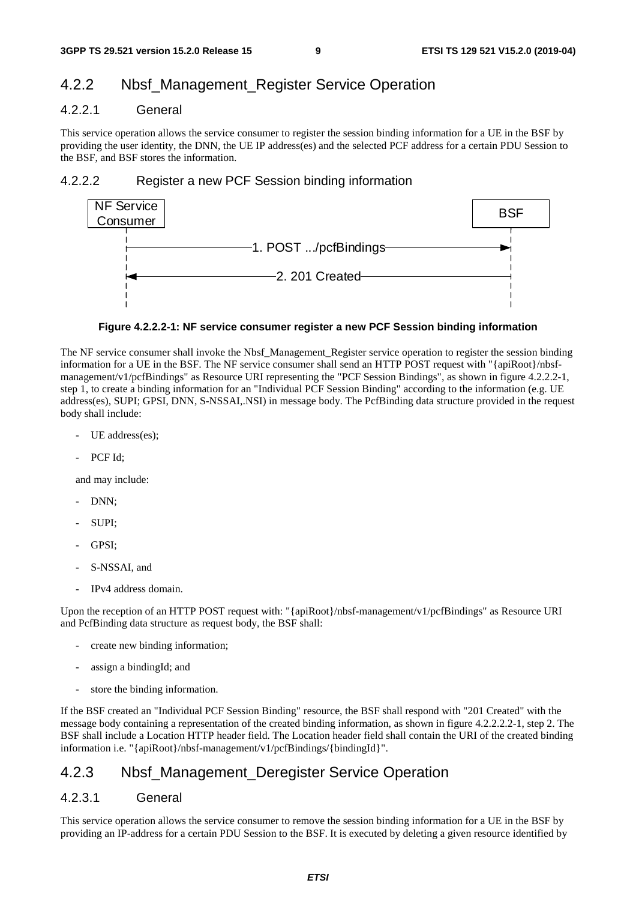## 4.2.2 Nbsf_Management_Register Service Operation

### 4.2.2.1 General

This service operation allows the service consumer to register the session binding information for a UE in the BSF by providing the user identity, the DNN, the UE IP address(es) and the selected PCF address for a certain PDU Session to the BSF, and BSF stores the information.

### 4.2.2.2 Register a new PCF Session binding information

NF Service Consumer | BSF

1. POST .../pcfBindings

2. 201 Created

**Figure 4.2.2.2-1: NF service consumer register a new PCF Session binding information**

The NF service consumer shall invoke the Nbsf_Management_Register service operation to register the session binding information for a UE in the BSF. The NF service consumer shall send an HTTP POST request with "{apiRoot}/nbsf-management/v1/pcfBindings" as Resource URI representing the "PCF Session Bindings", as shown in figure 4.2.2.2-1, step 1, to create a binding information for an "Individual PCF Session Binding" according to the information (e.g. UE address(es), SUPI; GPSI, DNN, S-NSSAI,.NSI) in message body. The PcfBinding data structure provided in the request body shall include:

- UE address(es);
- PCF Id;

and may include:

- DNN;
- SUPI;
- GPSI;
- S-NSSAI, and
- IPv4 address domain.

Upon the reception of an HTTP POST request with: "{apiRoot}/nbsf-management/v1/pcfBindings" as Resource URI and PcfBinding data structure as request body, the BSF shall:

- create new binding information;
- assign a bindingId; and
- store the binding information.

If the BSF created an "Individual PCF Session Binding" resource, the BSF shall respond with "201 Created" with the message body containing a representation of the created binding information, as shown in figure 4.2.2.2.2-1, step 2. The BSF shall include a Location HTTP header field. The Location header field shall contain the URI of the created binding information i.e. "{apiRoot}/nbsf-management/v1/pcfBindings/{bindingId}".

## 4.2.3 Nbsf_Management_Deregister Service Operation

### 4.2.3.1 General

This service operation allows the service consumer to remove the session binding information for a UE in the BSF by providing an IP-address for a certain PDU Session to the BSF. It is executed by deleting a given resource identified by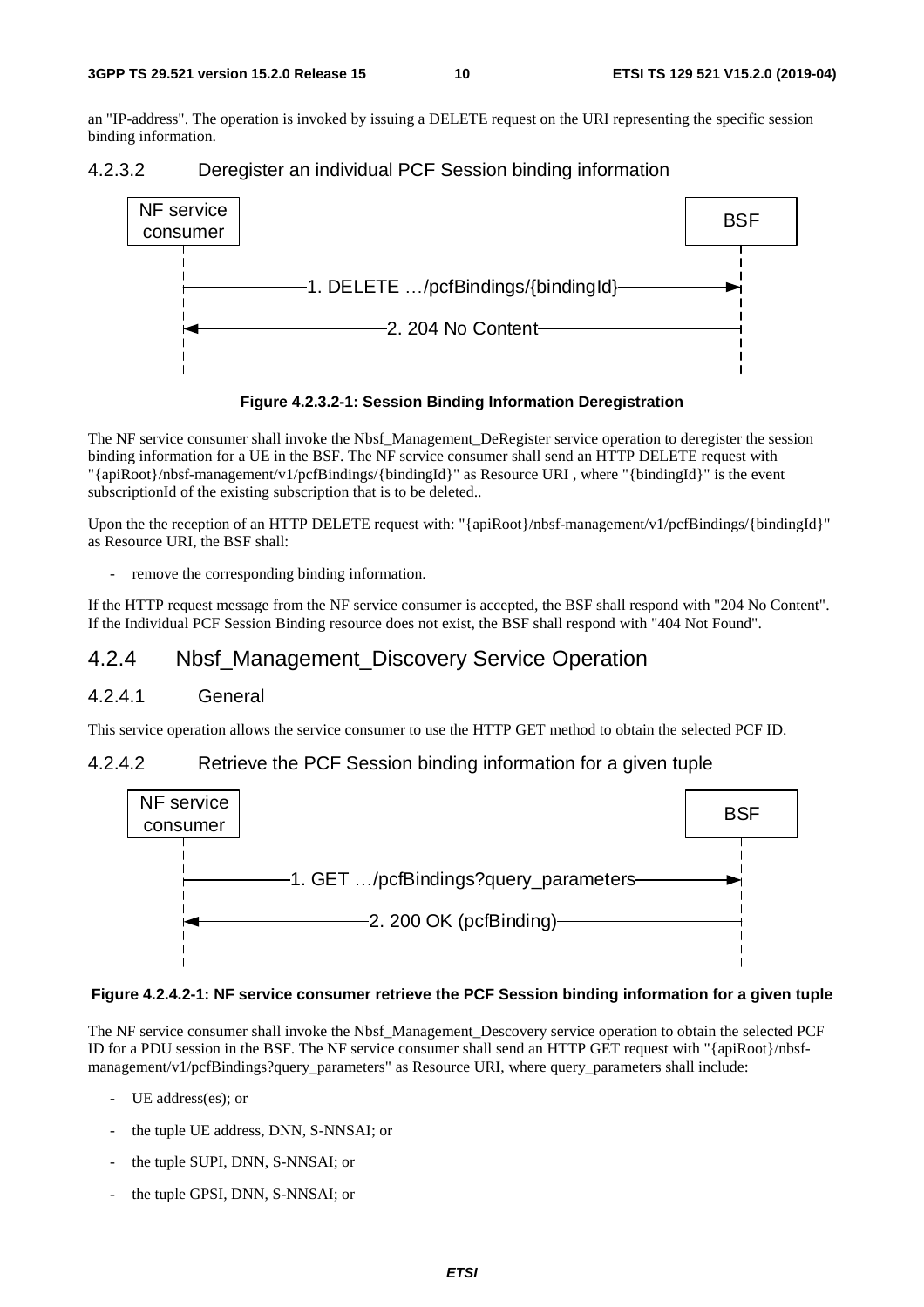an "IP-address". The operation is invoked by issuing a DELETE request on the URI representing the specific session binding information.

#### 4.2.3.2 Deregister an individual PCF Session binding information

NF service consumer → BSF: 1. DELETE …/pcfBindings/{bindingId}

BSF → NF service consumer: 2. 204 No Content

**Figure 4.2.3.2-1: Session Binding Information Deregistration**

The NF service consumer shall invoke the Nbsf_Management_DeRegister service operation to deregister the session binding information for a UE in the BSF. The NF service consumer shall send an HTTP DELETE request with "{apiRoot}/nbsf-management/v1/pcfBindings/{bindingId}" as Resource URI , where "{bindingId}" is the event subscriptionId of the existing subscription that is to be deleted..

Upon the the reception of an HTTP DELETE request with: "{apiRoot}/nbsf-management/v1/pcfBindings/{bindingId}" as Resource URI, the BSF shall:

- remove the corresponding binding information.

If the HTTP request message from the NF service consumer is accepted, the BSF shall respond with "204 No Content". If the Individual PCF Session Binding resource does not exist, the BSF shall respond with "404 Not Found".

### 4.2.4 Nbsf_Management_Discovery Service Operation

#### 4.2.4.1 General

This service operation allows the service consumer to use the HTTP GET method to obtain the selected PCF ID.

#### 4.2.4.2 Retrieve the PCF Session binding information for a given tuple

NF service consumer → BSF: 1. GET …/pcfBindings?query_parameters

BSF → NF service consumer: 2. 200 OK (pcfBinding)

**Figure 4.2.4.2-1: NF service consumer retrieve the PCF Session binding information for a given tuple**

The NF service consumer shall invoke the Nbsf_Management_Descovery service operation to obtain the selected PCF ID for a PDU session in the BSF. The NF service consumer shall send an HTTP GET request with "{apiRoot}/nbsf-management/v1/pcfBindings?query_parameters" as Resource URI, where query_parameters shall include:

- UE address(es); or
- the tuple UE address, DNN, S-NNSAI; or
- the tuple SUPI, DNN, S-NNSAI; or
- the tuple GPSI, DNN, S-NNSAI; or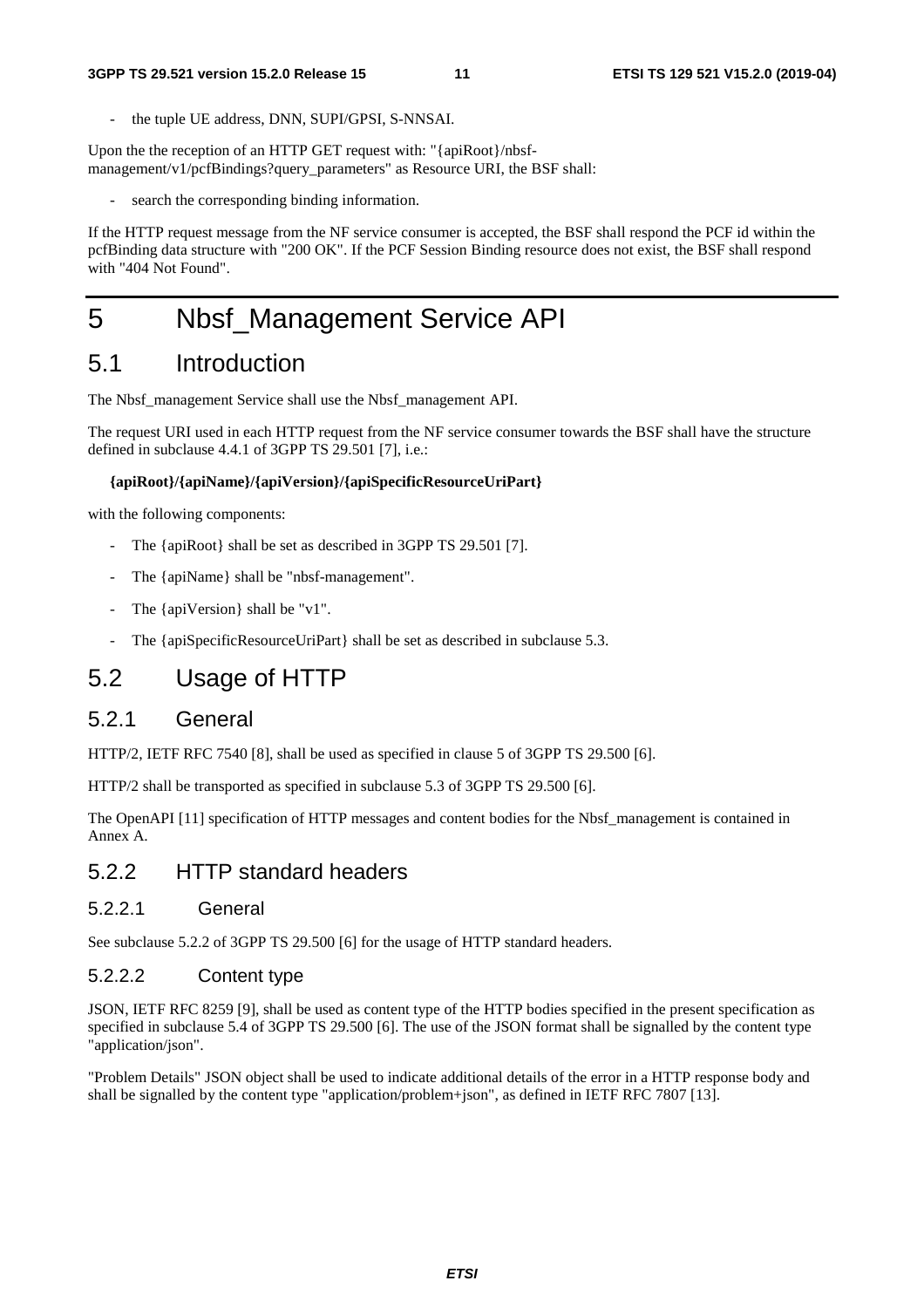- the tuple UE address, DNN, SUPI/GPSI, S-NNSAI.

Upon the the reception of an HTTP GET request with: "{apiRoot}/nbsf-management/v1/pcfBindings?query_parameters" as Resource URI, the BSF shall:

- search the corresponding binding information.

If the HTTP request message from the NF service consumer is accepted, the BSF shall respond the PCF id within the pcfBinding data structure with "200 OK". If the PCF Session Binding resource does not exist, the BSF shall respond with "404 Not Found".

# 5 Nbsf_Management Service API

## 5.1 Introduction

The Nbsf_management Service shall use the Nbsf_management API.

The request URI used in each HTTP request from the NF service consumer towards the BSF shall have the structure defined in subclause 4.4.1 of 3GPP TS 29.501 [7], i.e.:

**{apiRoot}/{apiName}/{apiVersion}/{apiSpecificResourceUriPart}**

with the following components:

- The {apiRoot} shall be set as described in 3GPP TS 29.501 [7].
- The {apiName} shall be "nbsf-management".
- The {apiVersion} shall be "v1".
- The {apiSpecificResourceUriPart} shall be set as described in subclause 5.3.

## 5.2 Usage of HTTP

### 5.2.1 General

HTTP/2, IETF RFC 7540 [8], shall be used as specified in clause 5 of 3GPP TS 29.500 [6].

HTTP/2 shall be transported as specified in subclause 5.3 of 3GPP TS 29.500 [6].

The OpenAPI [11] specification of HTTP messages and content bodies for the Nbsf_management is contained in Annex A.

### 5.2.2 HTTP standard headers

#### 5.2.2.1 General

See subclause 5.2.2 of 3GPP TS 29.500 [6] for the usage of HTTP standard headers.

#### 5.2.2.2 Content type

JSON, IETF RFC 8259 [9], shall be used as content type of the HTTP bodies specified in the present specification as specified in subclause 5.4 of 3GPP TS 29.500 [6]. The use of the JSON format shall be signalled by the content type "application/json".

"Problem Details" JSON object shall be used to indicate additional details of the error in a HTTP response body and shall be signalled by the content type "application/problem+json", as defined in IETF RFC 7807 [13].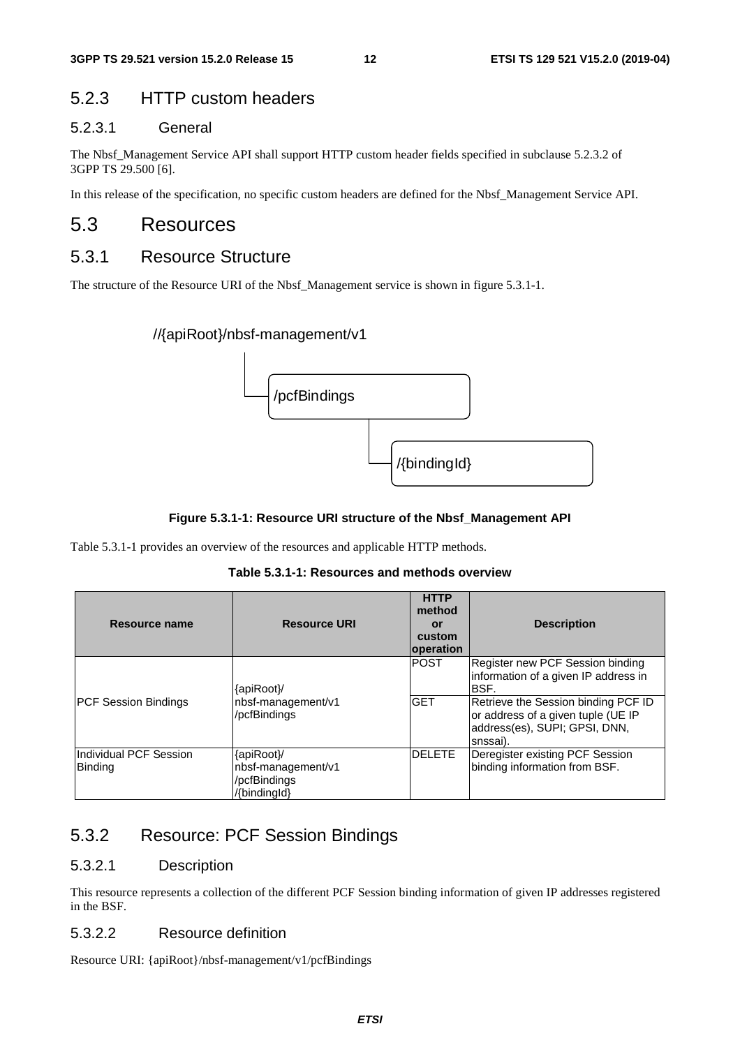### 5.2.3 HTTP custom headers

#### 5.2.3.1 General

The Nbsf_Management Service API shall support HTTP custom header fields specified in subclause 5.2.3.2 of 3GPP TS 29.500 [6].

In this release of the specification, no specific custom headers are defined for the Nbsf_Management Service API.

## 5.3 Resources

### 5.3.1 Resource Structure

The structure of the Resource URI of the Nbsf_Management service is shown in figure 5.3.1-1.

```
//{apiRoot}/nbsf-management/v1
    |
    └── /pcfBindings
            |
            └── /{bindingId}
```

**Figure 5.3.1-1: Resource URI structure of the Nbsf_Management API**

Table 5.3.1-1 provides an overview of the resources and applicable HTTP methods.

**Table 5.3.1-1: Resources and methods overview**

| Resource name | Resource URI | HTTP method or custom operation | Description |
|---|---|---|---|
| PCF Session Bindings | {apiRoot}/nbsf-management/v1/pcfBindings | POST | Register new PCF Session binding information of a given IP address in BSF. |
| | | GET | Retrieve the Session binding PCF ID or address of a given tuple (UE IP address(es), SUPI; GPSI, DNN, snssai). |
| Individual PCF Session Binding | {apiRoot}/nbsf-management/v1/pcfBindings/{bindingId} | DELETE | Deregister existing PCF Session binding information from BSF. |

### 5.3.2 Resource: PCF Session Bindings

#### 5.3.2.1 Description

This resource represents a collection of the different PCF Session binding information of given IP addresses registered in the BSF.

#### 5.3.2.2 Resource definition

Resource URI: {apiRoot}/nbsf-management/v1/pcfBindings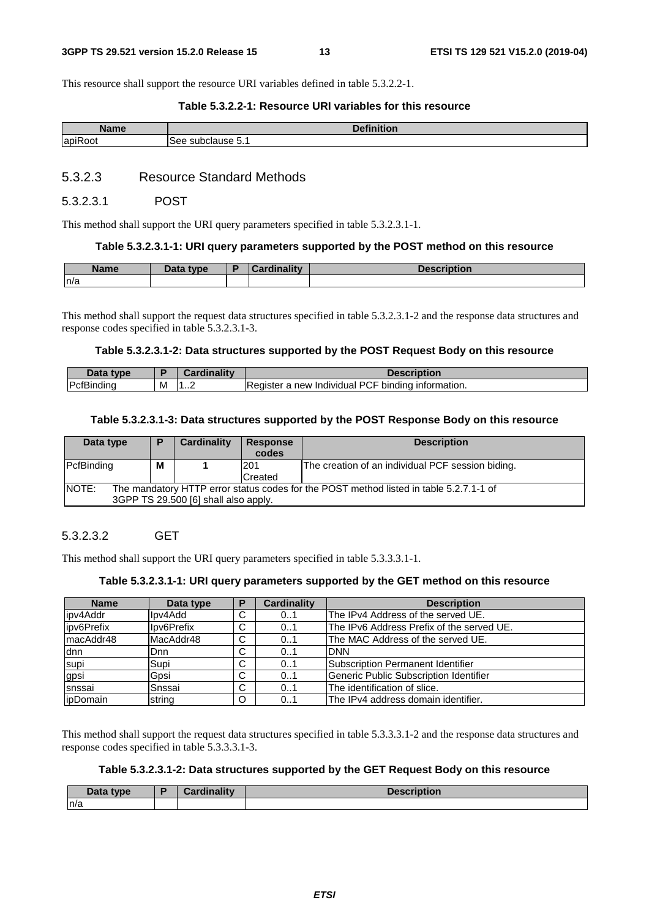This resource shall support the resource URI variables defined in table 5.3.2.2-1.

**Table 5.3.2.2-1: Resource URI variables for this resource**

| Name | Definition |
| --- | --- |
| apiRoot | See subclause 5.1 |

### 5.3.2.3 Resource Standard Methods

#### 5.3.2.3.1 POST

This method shall support the URI query parameters specified in table 5.3.2.3.1-1.

**Table 5.3.2.3.1-1: URI query parameters supported by the POST method on this resource**

| Name | Data type | P | Cardinality | Description |
| --- | --- | --- | --- | --- |
| n/a | | | | |

This method shall support the request data structures specified in table 5.3.2.3.1-2 and the response data structures and response codes specified in table 5.3.2.3.1-3.

**Table 5.3.2.3.1-2: Data structures supported by the POST Request Body on this resource**

| Data type | P | Cardinality | Description |
| --- | --- | --- | --- |
| PcfBinding | M | 1..2 | Register a new Individual PCF binding information. |

**Table 5.3.2.3.1-3: Data structures supported by the POST Response Body on this resource**

| Data type | P | Cardinality | Response codes | Description |
| --- | --- | --- | --- | --- |
| PcfBinding | M | 1 | 201 Created | The creation of an individual PCF session biding. |
| NOTE: The mandatory HTTP error status codes for the POST method listed in table 5.2.7.1-1 of 3GPP TS 29.500 [6] shall also apply. | | | | |

#### 5.3.2.3.2 GET

This method shall support the URI query parameters specified in table 5.3.3.3.1-1.

**Table 5.3.2.3.1-1: URI query parameters supported by the GET method on this resource**

| Name | Data type | P | Cardinality | Description |
| --- | --- | --- | --- | --- |
| ipv4Addr | Ipv4Add | C | 0..1 | The IPv4 Address of the served UE. |
| ipv6Prefix | Ipv6Prefix | C | 0..1 | The IPv6 Address Prefix of the served UE. |
| macAddr48 | MacAddr48 | C | 0..1 | The MAC Address of the served UE. |
| dnn | Dnn | C | 0..1 | DNN |
| supi | Supi | C | 0..1 | Subscription Permanent Identifier |
| gpsi | Gpsi | C | 0..1 | Generic Public Subscription Identifier |
| snssai | Snssai | C | 0..1 | The identification of slice. |
| ipDomain | string | O | 0..1 | The IPv4 address domain identifier. |

This method shall support the request data structures specified in table 5.3.3.3.1-2 and the response data structures and response codes specified in table 5.3.3.3.1-3.

**Table 5.3.2.3.1-2: Data structures supported by the GET Request Body on this resource**

| Data type | P | Cardinality | Description |
| --- | --- | --- | --- |
| n/a | | | |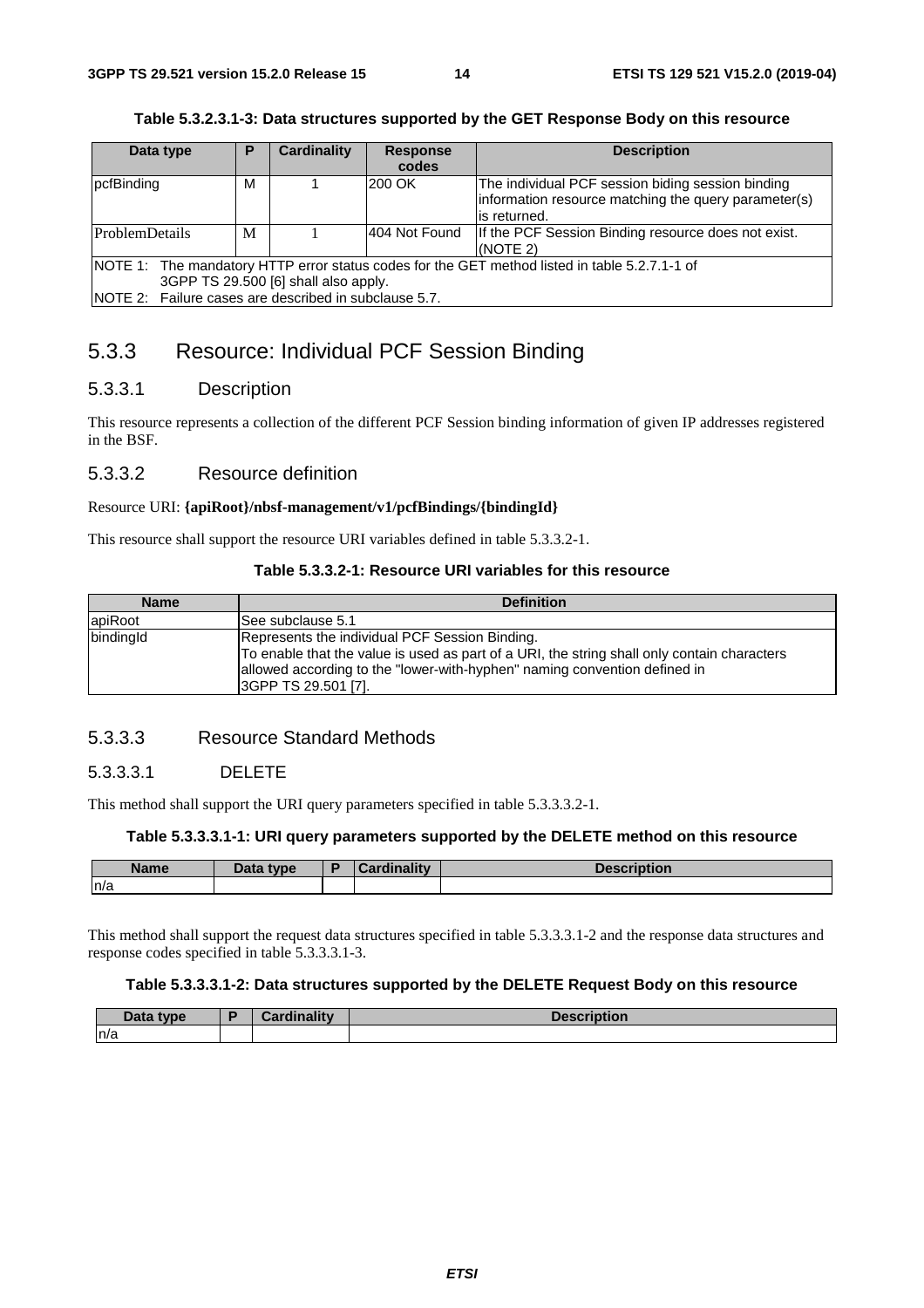**Table 5.3.2.3.1-3: Data structures supported by the GET Response Body on this resource**

| Data type | P | Cardinality | Response codes | Description |
|---|---|---|---|---|
| pcfBinding | M | 1 | 200 OK | The individual PCF session biding session binding information resource matching the query parameter(s) is returned. |
| ProblemDetails | M | 1 | 404 Not Found | If the PCF Session Binding resource does not exist. (NOTE 2) |
| NOTE 1: The mandatory HTTP error status codes for the GET method listed in table 5.2.7.1-1 of 3GPP TS 29.500 [6] shall also apply.<br>NOTE 2: Failure cases are described in subclause 5.7. | | | | |

## 5.3.3 Resource: Individual PCF Session Binding

### 5.3.3.1 Description

This resource represents a collection of the different PCF Session binding information of given IP addresses registered in the BSF.

### 5.3.3.2 Resource definition

Resource URI: **{apiRoot}/nbsf-management/v1/pcfBindings/{bindingId}**

This resource shall support the resource URI variables defined in table 5.3.3.2-1.

**Table 5.3.3.2-1: Resource URI variables for this resource**

| Name | Definition |
|---|---|
| apiRoot | See subclause 5.1 |
| bindingId | Represents the individual PCF Session Binding.<br>To enable that the value is used as part of a URI, the string shall only contain characters allowed according to the "lower-with-hyphen" naming convention defined in 3GPP TS 29.501 [7]. |

### 5.3.3.3 Resource Standard Methods

#### 5.3.3.3.1 DELETE

This method shall support the URI query parameters specified in table 5.3.3.3.2-1.

**Table 5.3.3.3.1-1: URI query parameters supported by the DELETE method on this resource**

| Name | Data type | P | Cardinality | Description |
|---|---|---|---|---|
| n/a | | | | |

This method shall support the request data structures specified in table 5.3.3.3.1-2 and the response data structures and response codes specified in table 5.3.3.3.1-3.

**Table 5.3.3.3.1-2: Data structures supported by the DELETE Request Body on this resource**

| Data type | P | Cardinality | Description |
|---|---|---|---|
| n/a | | | |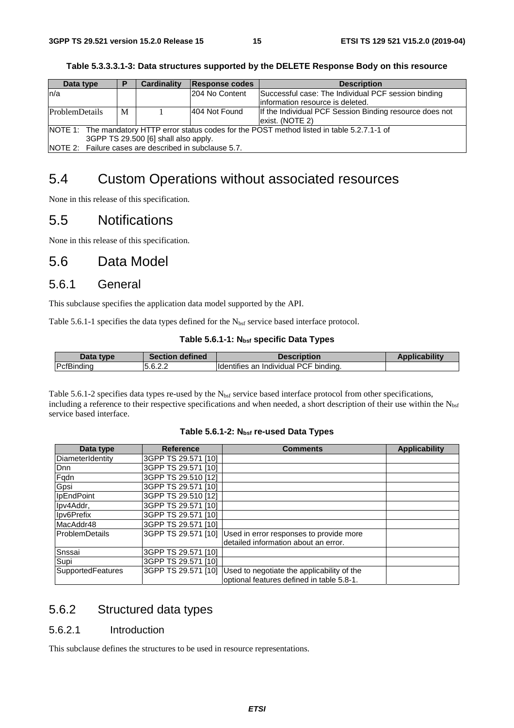**Table 5.3.3.3.1-3: Data structures supported by the DELETE Response Body on this resource**

| Data type | P | Cardinality | Response codes | Description |
|---|---|---|---|---|
| n/a | | | 204 No Content | Successful case: The Individual PCF session binding information resource is deleted. |
| ProblemDetails | M | 1 | 404 Not Found | If the Individual PCF Session Binding resource does not exist. (NOTE 2) |
| NOTE 1: The mandatory HTTP error status codes for the POST method listed in table 5.2.7.1-1 of 3GPP TS 29.500 [6] shall also apply.<br>NOTE 2: Failure cases are described in subclause 5.7. | | | | |

# 5.4 Custom Operations without associated resources

None in this release of this specification.

# 5.5 Notifications

None in this release of this specification.

# 5.6 Data Model

## 5.6.1 General

This subclause specifies the application data model supported by the API.

Table 5.6.1-1 specifies the data types defined for the $N_{bsf}$ service based interface protocol.

**Table 5.6.1-1: $N_{bsf}$ specific Data Types**

| Data type | Section defined | Description | Applicability |
|---|---|---|---|
| PcfBinding | 5.6.2.2 | Identifies an Individual PCF binding. | |

Table 5.6.1-2 specifies data types re-used by the $N_{bsf}$ service based interface protocol from other specifications, including a reference to their respective specifications and when needed, a short description of their use within the $N_{bsf}$ service based interface.

**Table 5.6.1-2: $N_{bsf}$ re-used Data Types**

| Data type | Reference | Comments | Applicability |
|---|---|---|---|
| DiameterIdentity | 3GPP TS 29.571 [10] | | |
| Dnn | 3GPP TS 29.571 [10] | | |
| Fqdn | 3GPP TS 29.510 [12] | | |
| Gpsi | 3GPP TS 29.571 [10] | | |
| IpEndPoint | 3GPP TS 29.510 [12] | | |
| Ipv4Addr, | 3GPP TS 29.571 [10] | | |
| Ipv6Prefix | 3GPP TS 29.571 [10] | | |
| MacAddr48 | 3GPP TS 29.571 [10] | | |
| ProblemDetails | 3GPP TS 29.571 [10] | Used in error responses to provide more detailed information about an error. | |
| Snssai | 3GPP TS 29.571 [10] | | |
| Supi | 3GPP TS 29.571 [10] | | |
| SupportedFeatures | 3GPP TS 29.571 [10] | Used to negotiate the applicability of the optional features defined in table 5.8-1. | |

## 5.6.2 Structured data types

### 5.6.2.1 Introduction

This subclause defines the structures to be used in resource representations.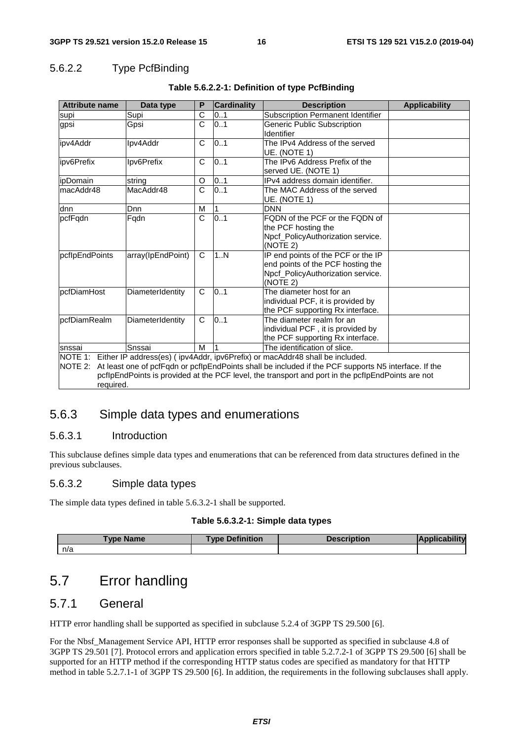#### 5.6.2.2 Type PcfBinding

**Table 5.6.2.2-1: Definition of type PcfBinding**

| Attribute name | Data type | P | Cardinality | Description | Applicability |
|---|---|---|---|---|---|
| supi | Supi | C | 0..1 | Subscription Permanent Identifier | |
| gpsi | Gpsi | C | 0..1 | Generic Public Subscription Identifier | |
| ipv4Addr | Ipv4Addr | C | 0..1 | The IPv4 Address of the served UE. (NOTE 1) | |
| ipv6Prefix | Ipv6Prefix | C | 0..1 | The IPv6 Address Prefix of the served UE. (NOTE 1) | |
| ipDomain | string | O | 0..1 | IPv4 address domain identifier. | |
| macAddr48 | MacAddr48 | C | 0..1 | The MAC Address of the served UE. (NOTE 1) | |
| dnn | Dnn | M | 1 | DNN | |
| pcfFqdn | Fqdn | C | 0..1 | FQDN of the PCF or the FQDN of the PCF hosting the Npcf_PolicyAuthorization service. (NOTE 2) | |
| pcfIpEndPoints | array(IpEndPoint) | C | 1..N | IP end points of the PCF or the IP end points of the PCF hosting the Npcf_PolicyAuthorization service. (NOTE 2) | |
| pcfDiamHost | DiameterIdentity | C | 0..1 | The diameter host for an individual PCF, it is provided by the PCF supporting Rx interface. | |
| pcfDiamRealm | DiameterIdentity | C | 0..1 | The diameter realm for an individual PCF , it is provided by the PCF supporting Rx interface. | |
| snssai | Snssai | M | 1 | The identification of slice. | |
| NOTE 1: Either IP address(es) ( ipv4Addr, ipv6Prefix) or macAddr48 shall be included.<br>NOTE 2: At least one of pcfFqdn or pcfIpEndPoints shall be included if the PCF supports N5 interface. If the pcfIpEndPoints is provided at the PCF level, the transport and port in the pcfIpEndPoints are not required. | | | | | |

### 5.6.3 Simple data types and enumerations

#### 5.6.3.1 Introduction

This subclause defines simple data types and enumerations that can be referenced from data structures defined in the previous subclauses.

#### 5.6.3.2 Simple data types

The simple data types defined in table 5.6.3.2-1 shall be supported.

**Table 5.6.3.2-1: Simple data types**

| Type Name | Type Definition | Description | Applicability |
|---|---|---|---|
| n/a | | | |

## 5.7 Error handling

### 5.7.1 General

HTTP error handling shall be supported as specified in subclause 5.2.4 of 3GPP TS 29.500 [6].

For the Nbsf_Management Service API, HTTP error responses shall be supported as specified in subclause 4.8 of 3GPP TS 29.501 [7]. Protocol errors and application errors specified in table 5.2.7.2-1 of 3GPP TS 29.500 [6] shall be supported for an HTTP method if the corresponding HTTP status codes are specified as mandatory for that HTTP method in table 5.2.7.1-1 of 3GPP TS 29.500 [6]. In addition, the requirements in the following subclauses shall apply.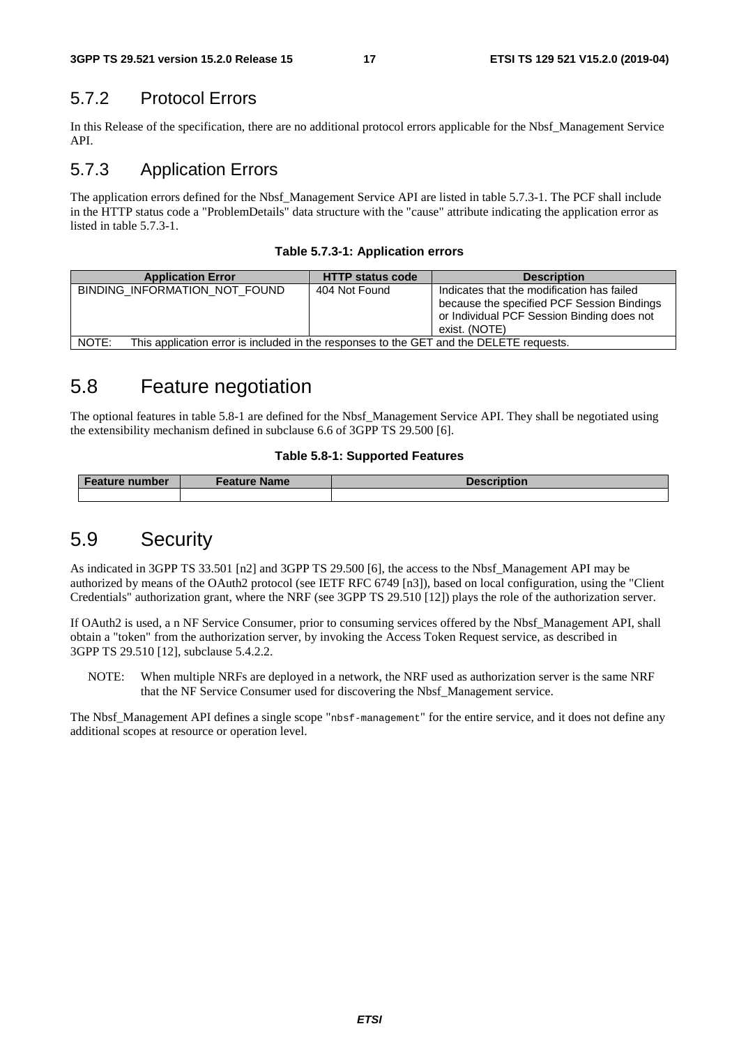### 5.7.2 Protocol Errors

In this Release of the specification, there are no additional protocol errors applicable for the Nbsf_Management Service API.

### 5.7.3 Application Errors

The application errors defined for the Nbsf_Management Service API are listed in table 5.7.3-1. The PCF shall include in the HTTP status code a "ProblemDetails" data structure with the "cause" attribute indicating the application error as listed in table 5.7.3-1.

**Table 5.7.3-1: Application errors**

| Application Error | HTTP status code | Description |
|---|---|---|
| BINDING_INFORMATION_NOT_FOUND | 404 Not Found | Indicates that the modification has failed because the specified PCF Session Bindings or Individual PCF Session Binding does not exist. (NOTE) |
| NOTE: This application error is included in the responses to the GET and the DELETE requests. | | |

## 5.8 Feature negotiation

The optional features in table 5.8-1 are defined for the Nbsf_Management Service API. They shall be negotiated using the extensibility mechanism defined in subclause 6.6 of 3GPP TS 29.500 [6].

**Table 5.8-1: Supported Features**

| Feature number | Feature Name | Description |
|---|---|---|
| | | |

## 5.9 Security

As indicated in 3GPP TS 33.501 [n2] and 3GPP TS 29.500 [6], the access to the Nbsf_Management API may be authorized by means of the OAuth2 protocol (see IETF RFC 6749 [n3]), based on local configuration, using the "Client Credentials" authorization grant, where the NRF (see 3GPP TS 29.510 [12]) plays the role of the authorization server.

If OAuth2 is used, a n NF Service Consumer, prior to consuming services offered by the Nbsf_Management API, shall obtain a "token" from the authorization server, by invoking the Access Token Request service, as described in 3GPP TS 29.510 [12], subclause 5.4.2.2.

NOTE: When multiple NRFs are deployed in a network, the NRF used as authorization server is the same NRF that the NF Service Consumer used for discovering the Nbsf_Management service.

The Nbsf_Management API defines a single scope "`nbsf-management`" for the entire service, and it does not define any additional scopes at resource or operation level.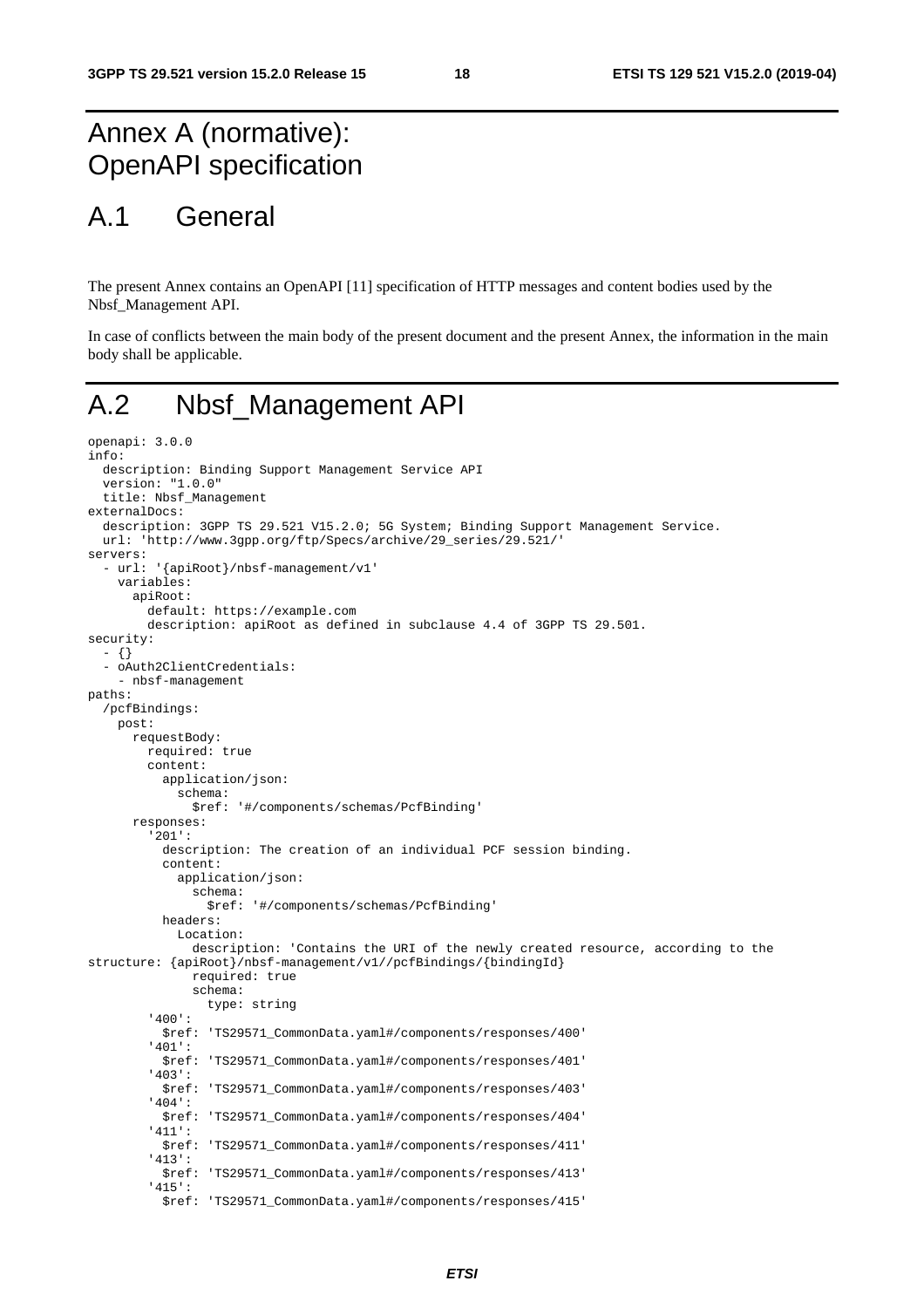# Annex A (normative): OpenAPI specification

## A.1 General

The present Annex contains an OpenAPI [11] specification of HTTP messages and content bodies used by the Nbsf_Management API.

In case of conflicts between the main body of the present document and the present Annex, the information in the main body shall be applicable.

## A.2 Nbsf_Management API

```
openapi: 3.0.0
info:
  description: Binding Support Management Service API
  version: "1.0.0"
  title: Nbsf_Management
externalDocs:
  description: 3GPP TS 29.521 V15.2.0; 5G System; Binding Support Management Service.
  url: 'http://www.3gpp.org/ftp/Specs/archive/29_series/29.521/'
servers:
  - url: '{apiRoot}/nbsf-management/v1'
    variables:
      apiRoot:
        default: https://example.com
        description: apiRoot as defined in subclause 4.4 of 3GPP TS 29.501.
security:
  - {}
  - oAuth2ClientCredentials:
    - nbsf-management
paths:
  /pcfBindings:
    post:
      requestBody:
        required: true
        content:
          application/json:
            schema:
              $ref: '#/components/schemas/PcfBinding'
      responses:
        '201':
          description: The creation of an individual PCF session binding.
          content:
            application/json:
              schema:
                $ref: '#/components/schemas/PcfBinding'
          headers:
            Location:
              description: 'Contains the URI of the newly created resource, according to the
structure: {apiRoot}/nbsf-management/v1//pcfBindings/{bindingId}
              required: true
              schema:
                type: string
        '400':
          $ref: 'TS29571_CommonData.yaml#/components/responses/400'
        '401':
          $ref: 'TS29571_CommonData.yaml#/components/responses/401'
        '403':
          $ref: 'TS29571_CommonData.yaml#/components/responses/403'
        '404':
          $ref: 'TS29571_CommonData.yaml#/components/responses/404'
        '411':
          $ref: 'TS29571_CommonData.yaml#/components/responses/411'
        '413':
          $ref: 'TS29571_CommonData.yaml#/components/responses/413'
        '415':
          $ref: 'TS29571_CommonData.yaml#/components/responses/415'
```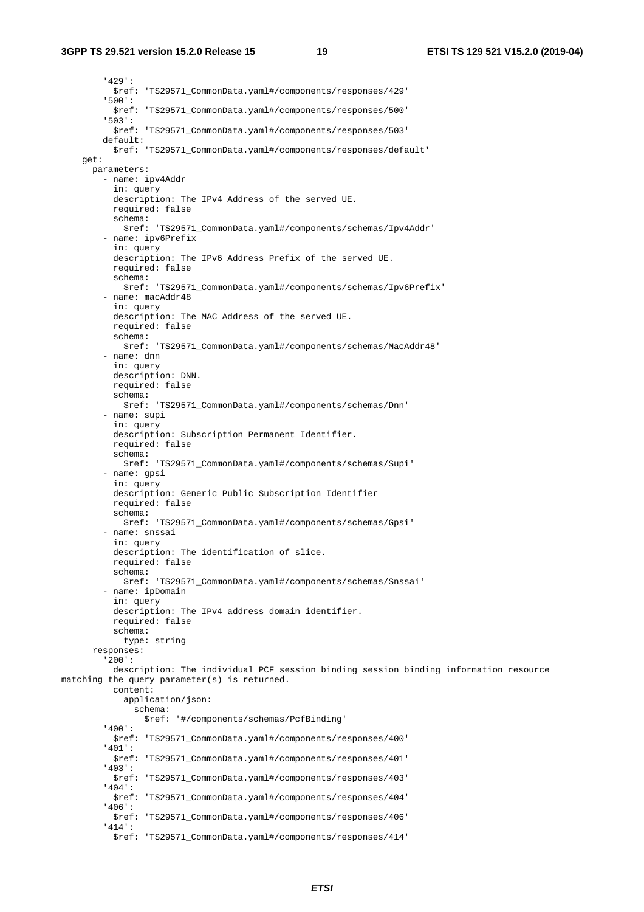```
        '429':
          $ref: 'TS29571_CommonData.yaml#/components/responses/429'
        '500':
          $ref: 'TS29571_CommonData.yaml#/components/responses/500'
        '503':
          $ref: 'TS29571_CommonData.yaml#/components/responses/503'
        default:
          $ref: 'TS29571_CommonData.yaml#/components/responses/default'
    get:
      parameters:
        - name: ipv4Addr
          in: query
          description: The IPv4 Address of the served UE.
          required: false
          schema:
            $ref: 'TS29571_CommonData.yaml#/components/schemas/Ipv4Addr'
        - name: ipv6Prefix
          in: query
          description: The IPv6 Address Prefix of the served UE.
          required: false
          schema:
            $ref: 'TS29571_CommonData.yaml#/components/schemas/Ipv6Prefix'
        - name: macAddr48
          in: query
          description: The MAC Address of the served UE.
          required: false
          schema:
            $ref: 'TS29571_CommonData.yaml#/components/schemas/MacAddr48'
        - name: dnn
          in: query
          description: DNN.
          required: false
          schema:
            $ref: 'TS29571_CommonData.yaml#/components/schemas/Dnn'
        - name: supi
          in: query
          description: Subscription Permanent Identifier.
          required: false
          schema:
            $ref: 'TS29571_CommonData.yaml#/components/schemas/Supi'
        - name: gpsi
          in: query
          description: Generic Public Subscription Identifier
          required: false
          schema:
            $ref: 'TS29571_CommonData.yaml#/components/schemas/Gpsi'
        - name: snssai
          in: query
          description: The identification of slice.
          required: false
          schema:
            $ref: 'TS29571_CommonData.yaml#/components/schemas/Snssai'
        - name: ipDomain
          in: query
          description: The IPv4 address domain identifier.
          required: false
          schema:
            type: string
      responses:
        '200':
          description: The individual PCF session binding session binding information resource
matching the query parameter(s) is returned.
          content:
            application/json:
              schema:
                $ref: '#/components/schemas/PcfBinding'
        '400':
          $ref: 'TS29571_CommonData.yaml#/components/responses/400'
        '401':
          $ref: 'TS29571_CommonData.yaml#/components/responses/401'
        '403':
          $ref: 'TS29571_CommonData.yaml#/components/responses/403'
        '404':
          $ref: 'TS29571_CommonData.yaml#/components/responses/404'
        '406':
          $ref: 'TS29571_CommonData.yaml#/components/responses/406'
        '414':
          $ref: 'TS29571_CommonData.yaml#/components/responses/414'
```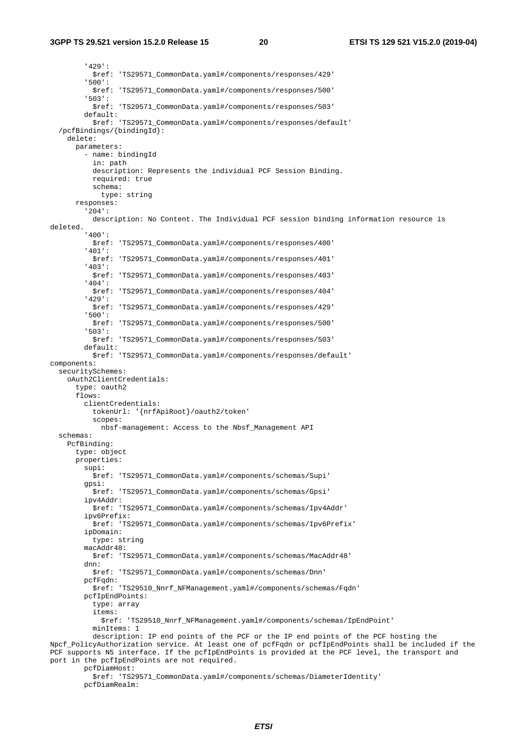```
        '429':
          $ref: 'TS29571_CommonData.yaml#/components/responses/429'
        '500':
          $ref: 'TS29571_CommonData.yaml#/components/responses/500'
        '503':
          $ref: 'TS29571_CommonData.yaml#/components/responses/503'
        default:
          $ref: 'TS29571_CommonData.yaml#/components/responses/default'
  /pcfBindings/{bindingId}:
    delete:
      parameters:
        - name: bindingId
          in: path
          description: Represents the individual PCF Session Binding.
          required: true
          schema:
            type: string
      responses:
        '204':
          description: No Content. The Individual PCF session binding information resource is 
deleted.
        '400':
          $ref: 'TS29571_CommonData.yaml#/components/responses/400'
        '401':
          $ref: 'TS29571_CommonData.yaml#/components/responses/401'
        '403':
          $ref: 'TS29571_CommonData.yaml#/components/responses/403'
        '404':
          $ref: 'TS29571_CommonData.yaml#/components/responses/404'
        '429':
          $ref: 'TS29571_CommonData.yaml#/components/responses/429'
        '500':
          $ref: 'TS29571_CommonData.yaml#/components/responses/500'
        '503':
          $ref: 'TS29571_CommonData.yaml#/components/responses/503'
        default:
          $ref: 'TS29571_CommonData.yaml#/components/responses/default'
components:
  securitySchemes:
    oAuth2ClientCredentials:
      type: oauth2
      flows:
        clientCredentials:
          tokenUrl: '{nrfApiRoot}/oauth2/token'
          scopes:
            nbsf-management: Access to the Nbsf_Management API
  schemas:
    PcfBinding:
      type: object
      properties:
        supi:
          $ref: 'TS29571_CommonData.yaml#/components/schemas/Supi'
        gpsi:
          $ref: 'TS29571_CommonData.yaml#/components/schemas/Gpsi'
        ipv4Addr:
          $ref: 'TS29571_CommonData.yaml#/components/schemas/Ipv4Addr'
        ipv6Prefix:
          $ref: 'TS29571_CommonData.yaml#/components/schemas/Ipv6Prefix'
        ipDomain:
          type: string
        macAddr48:
          $ref: 'TS29571_CommonData.yaml#/components/schemas/MacAddr48'
        dnn:
          $ref: 'TS29571_CommonData.yaml#/components/schemas/Dnn'
        pcfFqdn:
          $ref: 'TS29510_Nnrf_NFManagement.yaml#/components/schemas/Fqdn'
        pcfIpEndPoints:
          type: array
          items:
            $ref: 'TS29510_Nnrf_NFManagement.yaml#/components/schemas/IpEndPoint'
          minItems: 1
          description: IP end points of the PCF or the IP end points of the PCF hosting the 
Npcf_PolicyAuthorization service. At least one of pcfFqdn or pcfIpEndPoints shall be included if the 
PCF supports N5 interface. If the pcfIpEndPoints is provided at the PCF level, the transport and 
port in the pcfIpEndPoints are not required.
        pcfDiamHost:
          $ref: 'TS29571_CommonData.yaml#/components/schemas/DiameterIdentity'
        pcfDiamRealm:
```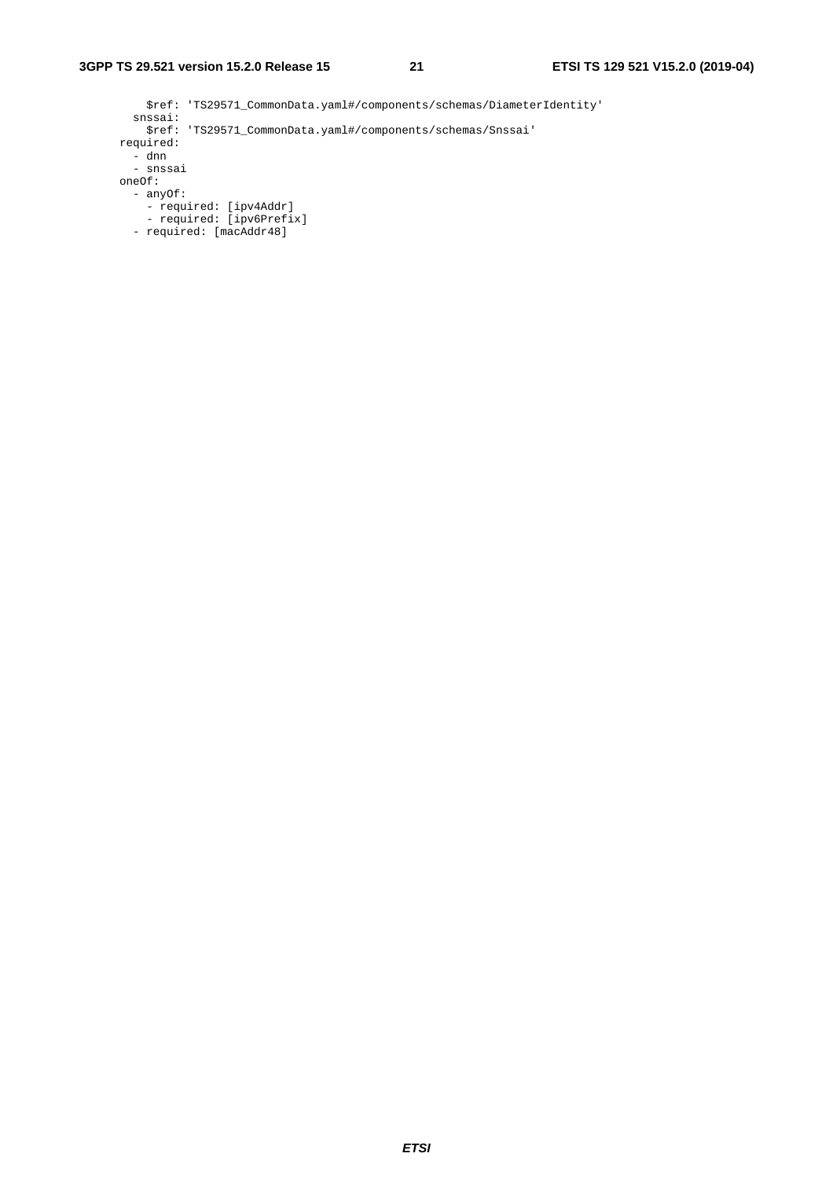```
          $ref: 'TS29571_CommonData.yaml#/components/schemas/DiameterIdentity'
        snssai:
          $ref: 'TS29571_CommonData.yaml#/components/schemas/Snssai'
      required:
        - dnn
        - snssai
      oneOf:
        - anyOf:
          - required: [ipv4Addr]
          - required: [ipv6Prefix]
        - required: [macAddr48]
```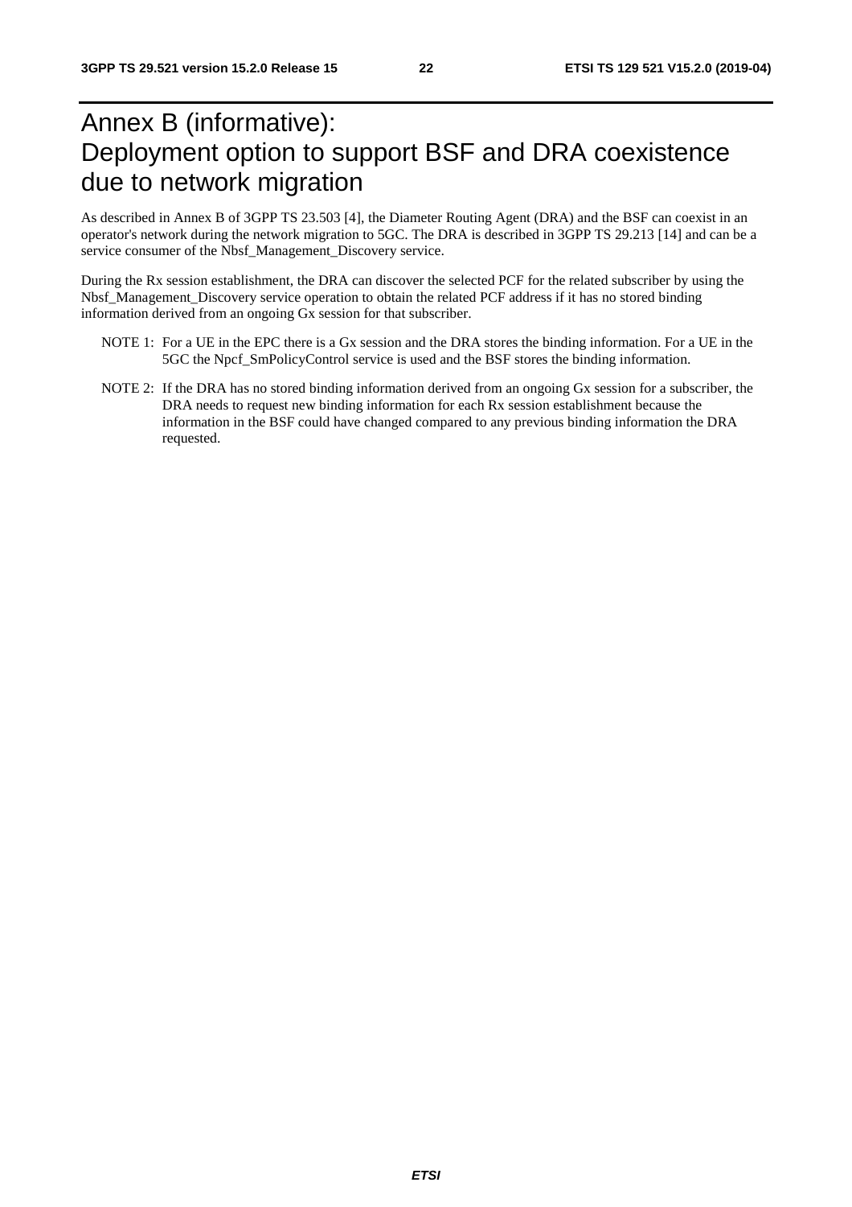# Annex B (informative): Deployment option to support BSF and DRA coexistence due to network migration

As described in Annex B of 3GPP TS 23.503 [4], the Diameter Routing Agent (DRA) and the BSF can coexist in an operator's network during the network migration to 5GC. The DRA is described in 3GPP TS 29.213 [14] and can be a service consumer of the Nbsf_Management_Discovery service.

During the Rx session establishment, the DRA can discover the selected PCF for the related subscriber by using the Nbsf_Management_Discovery service operation to obtain the related PCF address if it has no stored binding information derived from an ongoing Gx session for that subscriber.

NOTE 1: For a UE in the EPC there is a Gx session and the DRA stores the binding information. For a UE in the 5GC the Npcf_SmPolicyControl service is used and the BSF stores the binding information.

NOTE 2: If the DRA has no stored binding information derived from an ongoing Gx session for a subscriber, the DRA needs to request new binding information for each Rx session establishment because the information in the BSF could have changed compared to any previous binding information the DRA requested.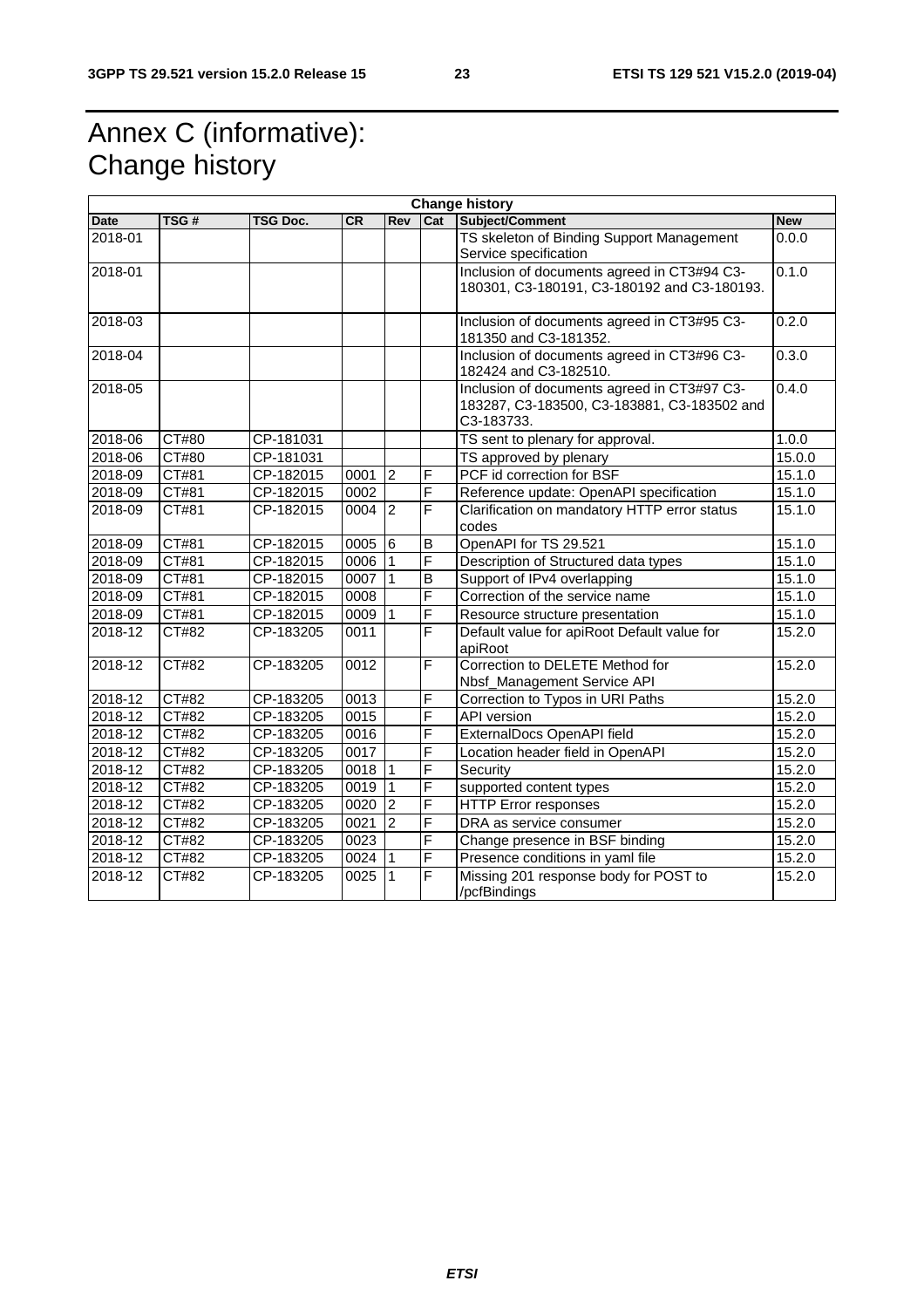# Annex C (informative): Change history

| Change history | | | | | | | |
|---|---|---|---|---|---|---|---|
| **Date** | **TSG #** | **TSG Doc.** | **CR** | **Rev** | **Cat** | **Subject/Comment** | **New** |
| 2018-01 | | | | | | TS skeleton of Binding Support Management Service specification | 0.0.0 |
| 2018-01 | | | | | | Inclusion of documents agreed in CT3#94 C3-180301, C3-180191, C3-180192 and C3-180193. | 0.1.0 |
| 2018-03 | | | | | | Inclusion of documents agreed in CT3#95 C3-181350 and C3-181352. | 0.2.0 |
| 2018-04 | | | | | | Inclusion of documents agreed in CT3#96 C3-182424 and C3-182510. | 0.3.0 |
| 2018-05 | | | | | | Inclusion of documents agreed in CT3#97 C3-183287, C3-183500, C3-183881, C3-183502 and C3-183733. | 0.4.0 |
| 2018-06 | CT#80 | CP-181031 | | | | TS sent to plenary for approval. | 1.0.0 |
| 2018-06 | CT#80 | CP-181031 | | | | TS approved by plenary | 15.0.0 |
| 2018-09 | CT#81 | CP-182015 | 0001 | 2 | F | PCF id correction for BSF | 15.1.0 |
| 2018-09 | CT#81 | CP-182015 | 0002 | | F | Reference update: OpenAPI specification | 15.1.0 |
| 2018-09 | CT#81 | CP-182015 | 0004 | 2 | F | Clarification on mandatory HTTP error status codes | 15.1.0 |
| 2018-09 | CT#81 | CP-182015 | 0005 | 6 | B | OpenAPI for TS 29.521 | 15.1.0 |
| 2018-09 | CT#81 | CP-182015 | 0006 | 1 | F | Description of Structured data types | 15.1.0 |
| 2018-09 | CT#81 | CP-182015 | 0007 | 1 | B | Support of IPv4 overlapping | 15.1.0 |
| 2018-09 | CT#81 | CP-182015 | 0008 | | F | Correction of the service name | 15.1.0 |
| 2018-09 | CT#81 | CP-182015 | 0009 | 1 | F | Resource structure presentation | 15.1.0 |
| 2018-12 | CT#82 | CP-183205 | 0011 | | F | Default value for apiRoot Default value for apiRoot | 15.2.0 |
| 2018-12 | CT#82 | CP-183205 | 0012 | | F | Correction to DELETE Method for Nbsf_Management Service API | 15.2.0 |
| 2018-12 | CT#82 | CP-183205 | 0013 | | F | Correction to Typos in URI Paths | 15.2.0 |
| 2018-12 | CT#82 | CP-183205 | 0015 | | F | API version | 15.2.0 |
| 2018-12 | CT#82 | CP-183205 | 0016 | | F | ExternalDocs OpenAPI field | 15.2.0 |
| 2018-12 | CT#82 | CP-183205 | 0017 | | F | Location header field in OpenAPI | 15.2.0 |
| 2018-12 | CT#82 | CP-183205 | 0018 | 1 | F | Security | 15.2.0 |
| 2018-12 | CT#82 | CP-183205 | 0019 | 1 | F | supported content types | 15.2.0 |
| 2018-12 | CT#82 | CP-183205 | 0020 | 2 | F | HTTP Error responses | 15.2.0 |
| 2018-12 | CT#82 | CP-183205 | 0021 | 2 | F | DRA as service consumer | 15.2.0 |
| 2018-12 | CT#82 | CP-183205 | 0023 | | F | Change presence in BSF binding | 15.2.0 |
| 2018-12 | CT#82 | CP-183205 | 0024 | 1 | F | Presence conditions in yaml file | 15.2.0 |
| 2018-12 | CT#82 | CP-183205 | 0025 | 1 | F | Missing 201 response body for POST to /pcfBindings | 15.2.0 |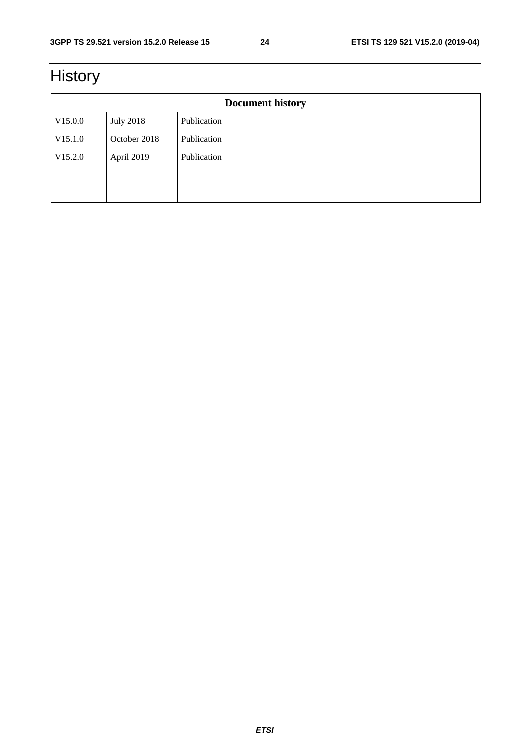# History

| Document history | | |
|---|---|---|
| V15.0.0 | July 2018 | Publication |
| V15.1.0 | October 2018 | Publication |
| V15.2.0 | April 2019 | Publication |
| | | |
| | | |